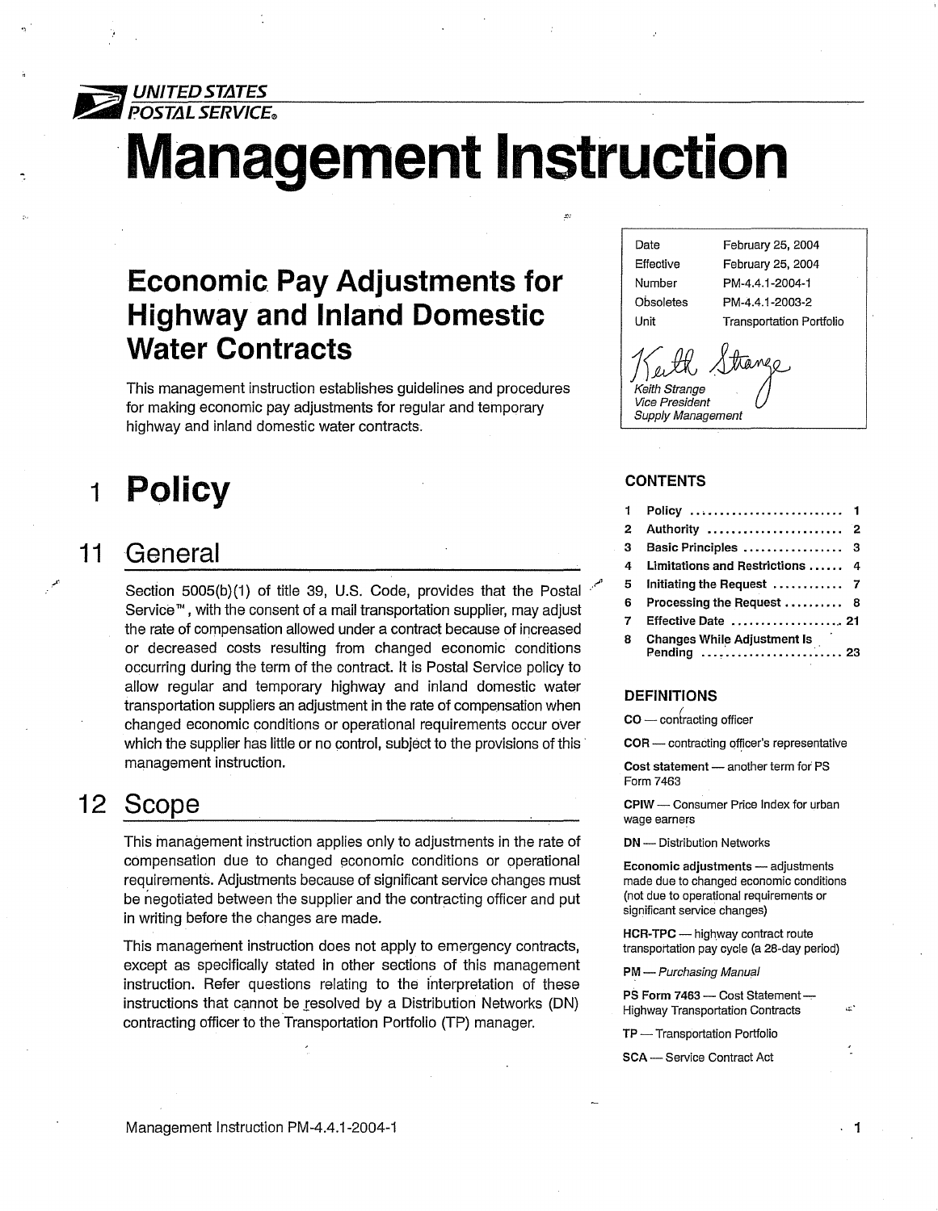UNITED STATES POSTAL SERVICE®

# Management Instruction

## Economic Pay Adjustments for Highway and Inland Domestic Water Contracts

This management instruction establishes guidelines and procedures for making economic pay adjustments for regular and temporary highway and inland domestic water contracts.

| | |
|---|---|
| Date | February 25, 2004 |
| Effective | February 25, 2004 |
| Number | PM-4.4.1-2004-1 |
| Obsoletes | PM-4.4.1-2003-2 |
| Unit | Transportation Portfolio |

*Keith Strange*
*Vice President*
*Supply Management*

### CONTENTS

| | | |
|---|---|---|
| 1 | Policy | 1 |
| 2 | Authority | 2 |
| 3 | Basic Principles | 3 |
| 4 | Limitations and Restrictions | 4 |
| 5 | Initiating the Request | 7 |
| 6 | Processing the Request | 8 |
| 7 | Effective Date | 21 |
| 8 | Changes While Adjustment Is Pending | 23 |

### DEFINITIONS

**CO** — contracting officer

**COR** — contracting officer's representative

**Cost statement** — another term for PS Form 7463

**CPIW** — Consumer Price Index for urban wage earners

**DN** — Distribution Networks

**Economic adjustments** — adjustments made due to changed economic conditions (not due to operational requirements or significant service changes)

**HCR-TPC** — highway contract route transportation pay cycle (a 28-day period)

**PM** — *Purchasing Manual*

**PS Form 7463** — Cost Statement — Highway Transportation Contracts

**TP** — Transportation Portfolio

**SCA** — Service Contract Act

# 1 Policy

## 11 General

Section 5005(b)(1) of title 39, U.S. Code, provides that the Postal Service™, with the consent of a mail transportation supplier, may adjust the rate of compensation allowed under a contract because of increased or decreased costs resulting from changed economic conditions occurring during the term of the contract. It is Postal Service policy to allow regular and temporary highway and inland domestic water transportation suppliers an adjustment in the rate of compensation when changed economic conditions or operational requirements occur over which the supplier has little or no control, subject to the provisions of this management instruction.

## 12 Scope

This management instruction applies only to adjustments in the rate of compensation due to changed economic conditions or operational requirements. Adjustments because of significant service changes must be negotiated between the supplier and the contracting officer and put in writing before the changes are made.

This management instruction does not apply to emergency contracts, except as specifically stated in other sections of this management instruction. Refer questions relating to the interpretation of these instructions that cannot be resolved by a Distribution Networks (DN) contracting officer to the Transportation Portfolio (TP) manager.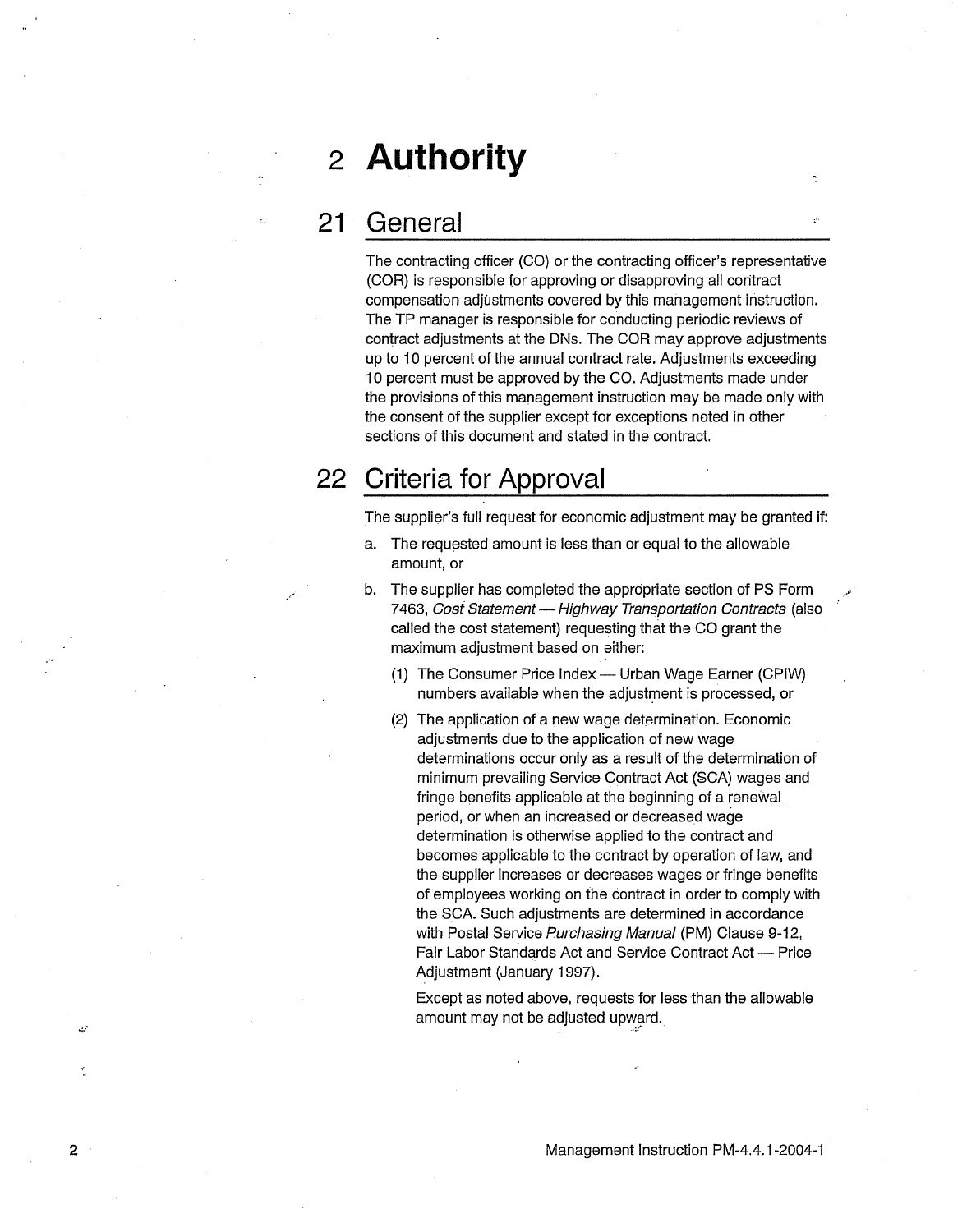# 2 Authority

## 21 General

The contracting officer (CO) or the contracting officer's representative (COR) is responsible for approving or disapproving all contract compensation adjustments covered by this management instruction. The TP manager is responsible for conducting periodic reviews of contract adjustments at the DNs. The COR may approve adjustments up to 10 percent of the annual contract rate. Adjustments exceeding 10 percent must be approved by the CO. Adjustments made under the provisions of this management instruction may be made only with the consent of the supplier except for exceptions noted in other sections of this document and stated in the contract.

## 22 Criteria for Approval

The supplier's full request for economic adjustment may be granted if:

a. The requested amount is less than or equal to the allowable amount, or

b. The supplier has completed the appropriate section of PS Form 7463, *Cost Statement — Highway Transportation Contracts* (also called the cost statement) requesting that the CO grant the maximum adjustment based on either:

   (1) The Consumer Price Index — Urban Wage Earner (CPIW) numbers available when the adjustment is processed, or

   (2) The application of a new wage determination. Economic adjustments due to the application of new wage determinations occur only as a result of the determination of minimum prevailing Service Contract Act (SCA) wages and fringe benefits applicable at the beginning of a renewal period, or when an increased or decreased wage determination is otherwise applied to the contract and becomes applicable to the contract by operation of law, and the supplier increases or decreases wages or fringe benefits of employees working on the contract in order to comply with the SCA. Such adjustments are determined in accordance with Postal Service *Purchasing Manual* (PM) Clause 9-12, Fair Labor Standards Act and Service Contract Act — Price Adjustment (January 1997).

   Except as noted above, requests for less than the allowable amount may not be adjusted upward.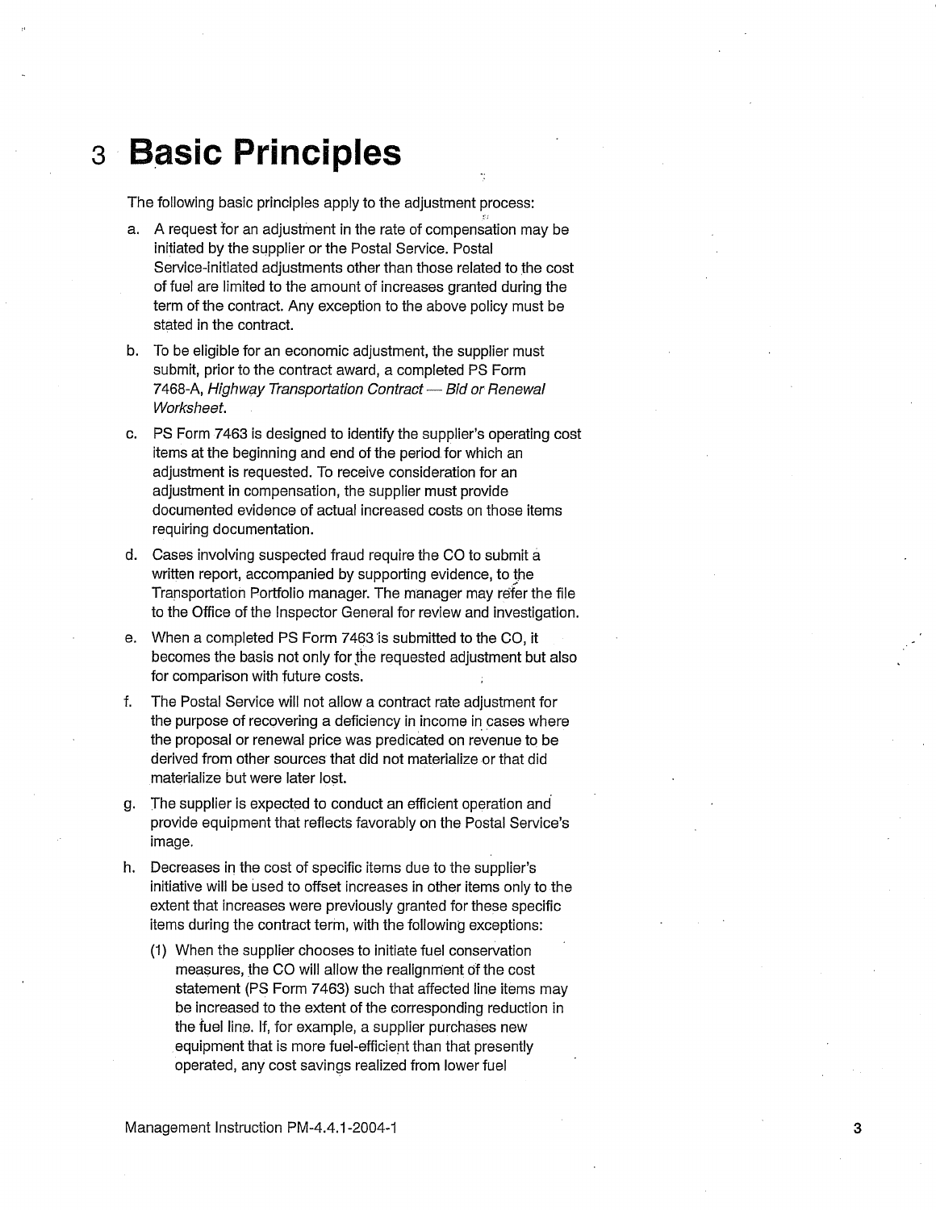# 3 Basic Principles

The following basic principles apply to the adjustment process:

a. A request for an adjustment in the rate of compensation may be initiated by the supplier or the Postal Service. Postal Service-initiated adjustments other than those related to the cost of fuel are limited to the amount of increases granted during the term of the contract. Any exception to the above policy must be stated in the contract.

b. To be eligible for an economic adjustment, the supplier must submit, prior to the contract award, a completed PS Form 7468-A, *Highway Transportation Contract — Bid or Renewal Worksheet*.

c. PS Form 7463 is designed to identify the supplier's operating cost items at the beginning and end of the period for which an adjustment is requested. To receive consideration for an adjustment in compensation, the supplier must provide documented evidence of actual increased costs on those items requiring documentation.

d. Cases involving suspected fraud require the CO to submit a written report, accompanied by supporting evidence, to the Transportation Portfolio manager. The manager may refer the file to the Office of the Inspector General for review and investigation.

e. When a completed PS Form 7463 is submitted to the CO, it becomes the basis not only for the requested adjustment but also for comparison with future costs.

f. The Postal Service will not allow a contract rate adjustment for the purpose of recovering a deficiency in income in cases where the proposal or renewal price was predicated on revenue to be derived from other sources that did not materialize or that did materialize but were later lost.

g. The supplier is expected to conduct an efficient operation and provide equipment that reflects favorably on the Postal Service's image.

h. Decreases in the cost of specific items due to the supplier's initiative will be used to offset increases in other items only to the extent that increases were previously granted for these specific items during the contract term, with the following exceptions:

   (1) When the supplier chooses to initiate fuel conservation measures, the CO will allow the realignment of the cost statement (PS Form 7463) such that affected line items may be increased to the extent of the corresponding reduction in the fuel line. If, for example, a supplier purchases new equipment that is more fuel-efficient than that presently operated, any cost savings realized from lower fuel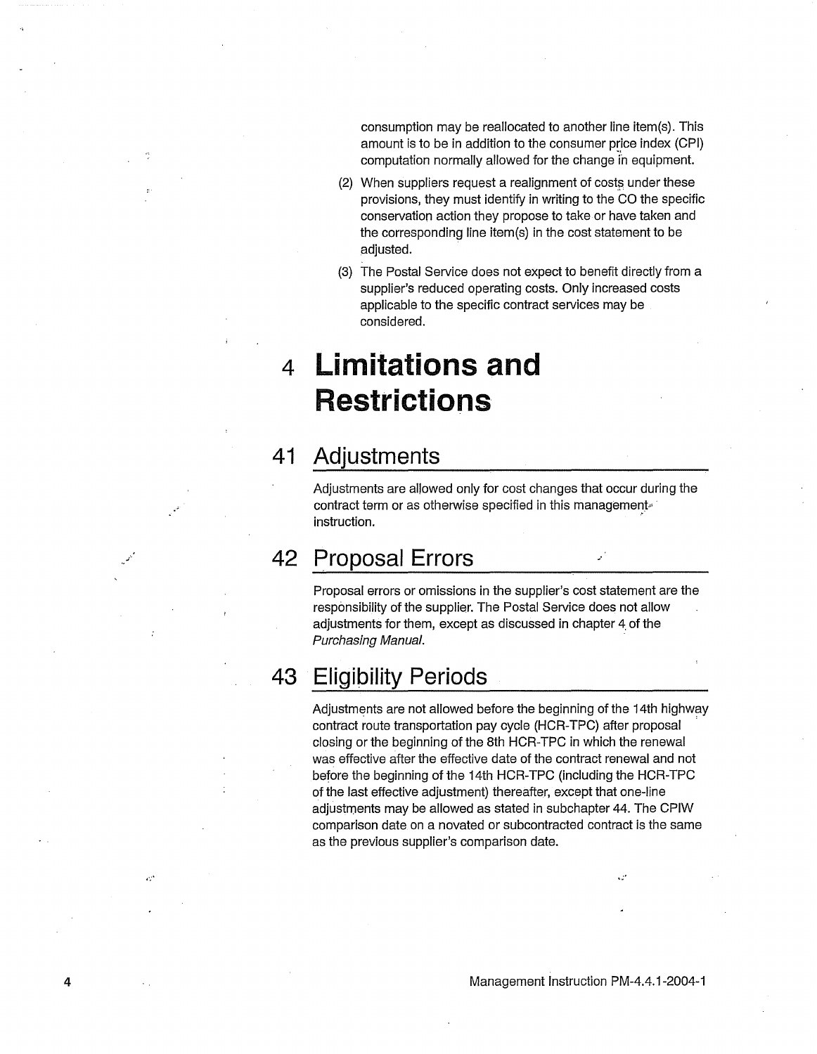consumption may be reallocated to another line item(s). This amount is to be in addition to the consumer price index (CPI) computation normally allowed for the change in equipment.

(2) When suppliers request a realignment of costs under these provisions, they must identify in writing to the CO the specific conservation action they propose to take or have taken and the corresponding line item(s) in the cost statement to be adjusted.

(3) The Postal Service does not expect to benefit directly from a supplier's reduced operating costs. Only increased costs applicable to the specific contract services may be considered.

# 4 Limitations and Restrictions

## 41 Adjustments

Adjustments are allowed only for cost changes that occur during the contract term or as otherwise specified in this management instruction.

## 42 Proposal Errors

Proposal errors or omissions in the supplier's cost statement are the responsibility of the supplier. The Postal Service does not allow adjustments for them, except as discussed in chapter 4 of the *Purchasing Manual.*

## 43 Eligibility Periods

Adjustments are not allowed before the beginning of the 14th highway contract route transportation pay cycle (HCR-TPC) after proposal closing or the beginning of the 8th HCR-TPC in which the renewal was effective after the effective date of the contract renewal and not before the beginning of the 14th HCR-TPC (including the HCR-TPC of the last effective adjustment) thereafter, except that one-line adjustments may be allowed as stated in subchapter 44. The CPIW comparison date on a novated or subcontracted contract is the same as the previous supplier's comparison date.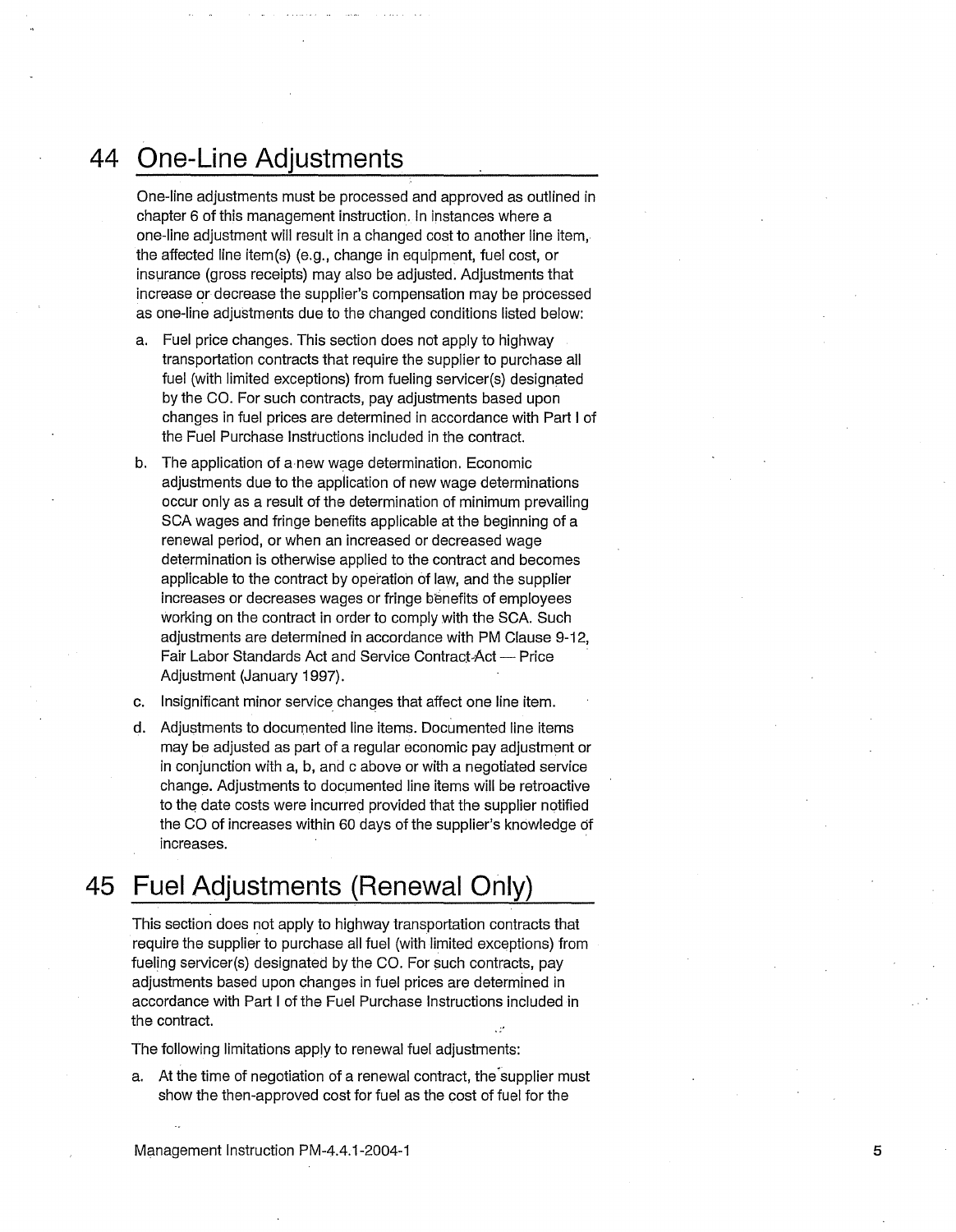## 44 One-Line Adjustments

One-line adjustments must be processed and approved as outlined in chapter 6 of this management instruction. In instances where a one-line adjustment will result in a changed cost to another line item, the affected line item(s) (e.g., change in equipment, fuel cost, or insurance (gross receipts) may also be adjusted. Adjustments that increase or decrease the supplier's compensation may be processed as one-line adjustments due to the changed conditions listed below:

a. Fuel price changes. This section does not apply to highway transportation contracts that require the supplier to purchase all fuel (with limited exceptions) from fueling servicer(s) designated by the CO. For such contracts, pay adjustments based upon changes in fuel prices are determined in accordance with Part I of the Fuel Purchase Instructions included in the contract.

b. The application of a new wage determination. Economic adjustments due to the application of new wage determinations occur only as a result of the determination of minimum prevailing SCA wages and fringe benefits applicable at the beginning of a renewal period, or when an increased or decreased wage determination is otherwise applied to the contract and becomes applicable to the contract by operation of law, and the supplier increases or decreases wages or fringe benefits of employees working on the contract in order to comply with the SCA. Such adjustments are determined in accordance with PM Clause 9-12, Fair Labor Standards Act and Service Contract Act — Price Adjustment (January 1997).

c. Insignificant minor service changes that affect one line item.

d. Adjustments to documented line items. Documented line items may be adjusted as part of a regular economic pay adjustment or in conjunction with a, b, and c above or with a negotiated service change. Adjustments to documented line items will be retroactive to the date costs were incurred provided that the supplier notified the CO of increases within 60 days of the supplier's knowledge of increases.

## 45 Fuel Adjustments (Renewal Only)

This section does not apply to highway transportation contracts that require the supplier to purchase all fuel (with limited exceptions) from fueling servicer(s) designated by the CO. For such contracts, pay adjustments based upon changes in fuel prices are determined in accordance with Part I of the Fuel Purchase Instructions included in the contract.

The following limitations apply to renewal fuel adjustments:

a. At the time of negotiation of a renewal contract, the supplier must show the then-approved cost for fuel as the cost of fuel for the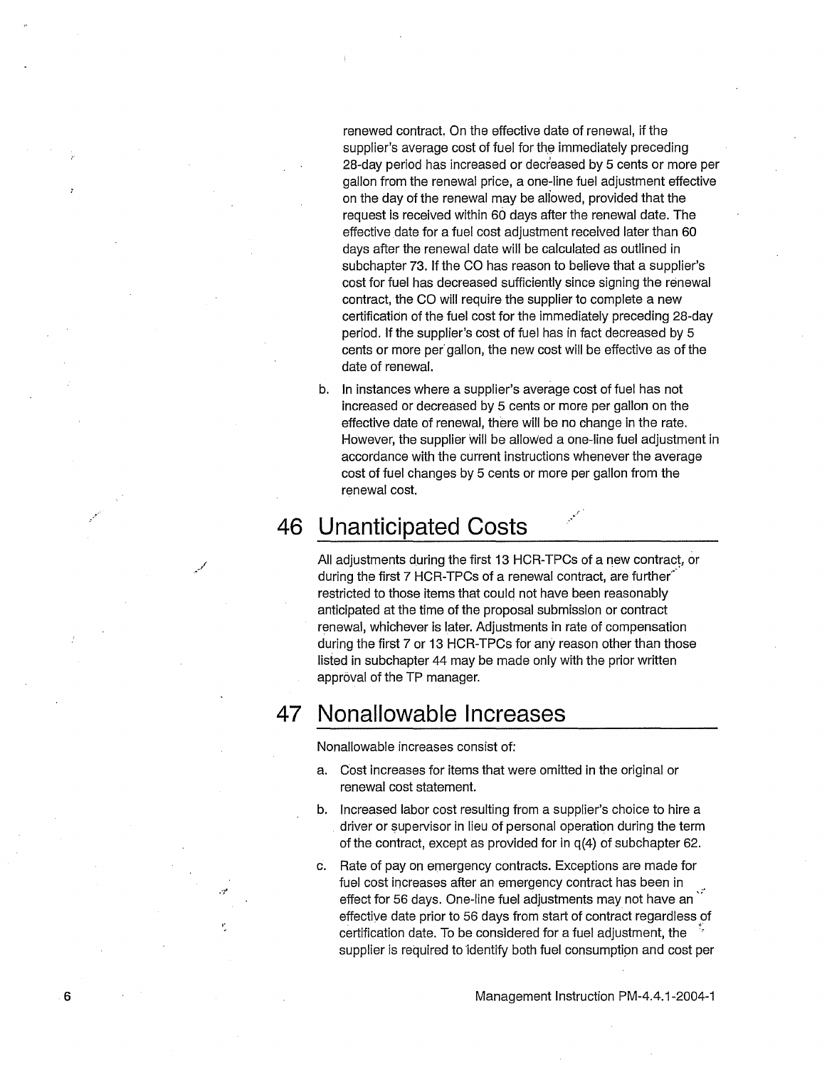renewed contract. On the effective date of renewal, if the supplier's average cost of fuel for the immediately preceding 28-day period has increased or decreased by 5 cents or more per gallon from the renewal price, a one-line fuel adjustment effective on the day of the renewal may be allowed, provided that the request is received within 60 days after the renewal date. The effective date for a fuel cost adjustment received later than 60 days after the renewal date will be calculated as outlined in subchapter 73. If the CO has reason to believe that a supplier's cost for fuel has decreased sufficiently since signing the renewal contract, the CO will require the supplier to complete a new certification of the fuel cost for the immediately preceding 28-day period. If the supplier's cost of fuel has in fact decreased by 5 cents or more per gallon, the new cost will be effective as of the date of renewal.

b. In instances where a supplier's average cost of fuel has not increased or decreased by 5 cents or more per gallon on the effective date of renewal, there will be no change in the rate. However, the supplier will be allowed a one-line fuel adjustment in accordance with the current instructions whenever the average cost of fuel changes by 5 cents or more per gallon from the renewal cost.

# 46 Unanticipated Costs

All adjustments during the first 13 HCR-TPCs of a new contract, or during the first 7 HCR-TPCs of a renewal contract, are further restricted to those items that could not have been reasonably anticipated at the time of the proposal submission or contract renewal, whichever is later. Adjustments in rate of compensation during the first 7 or 13 HCR-TPCs for any reason other than those listed in subchapter 44 may be made only with the prior written approval of the TP manager.

# 47 Nonallowable Increases

Nonallowable increases consist of:

a. Cost increases for items that were omitted in the original or renewal cost statement.

b. Increased labor cost resulting from a supplier's choice to hire a driver or supervisor in lieu of personal operation during the term of the contract, except as provided for in q(4) of subchapter 62.

c. Rate of pay on emergency contracts. Exceptions are made for fuel cost increases after an emergency contract has been in effect for 56 days. One-line fuel adjustments may not have an effective date prior to 56 days from start of contract regardless of certification date. To be considered for a fuel adjustment, the supplier is required to identify both fuel consumption and cost per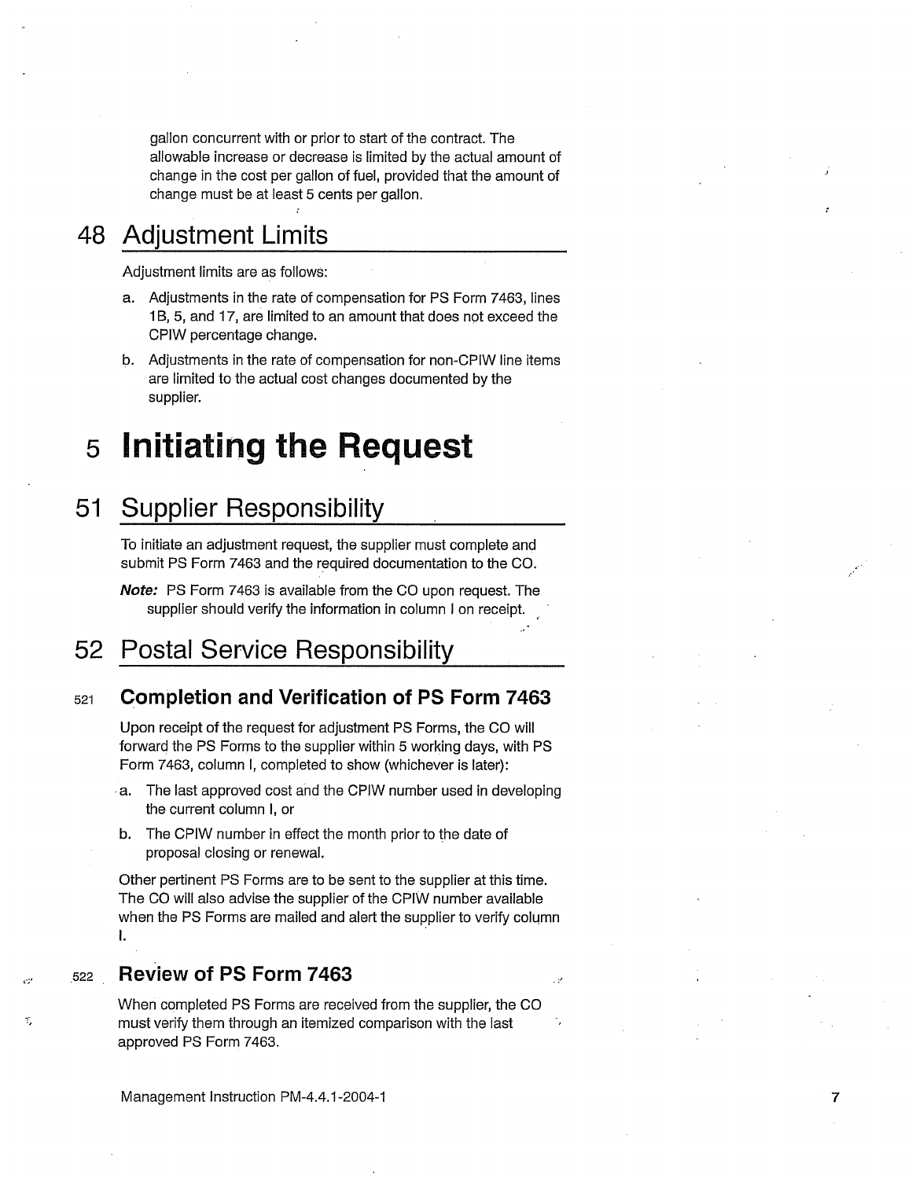gallon concurrent with or prior to start of the contract. The allowable increase or decrease is limited by the actual amount of change in the cost per gallon of fuel, provided that the amount of change must be at least 5 cents per gallon.

## 48 Adjustment Limits

Adjustment limits are as follows:

a. Adjustments in the rate of compensation for PS Form 7463, lines 1B, 5, and 17, are limited to an amount that does not exceed the CPIW percentage change.

b. Adjustments in the rate of compensation for non-CPIW line items are limited to the actual cost changes documented by the supplier.

# 5 Initiating the Request

## 51 Supplier Responsibility

To initiate an adjustment request, the supplier must complete and submit PS Form 7463 and the required documentation to the CO.

***Note:*** PS Form 7463 is available from the CO upon request. The supplier should verify the information in column I on receipt.

## 52 Postal Service Responsibility

### 521 Completion and Verification of PS Form 7463

Upon receipt of the request for adjustment PS Forms, the CO will forward the PS Forms to the supplier within 5 working days, with PS Form 7463, column I, completed to show (whichever is later):

a. The last approved cost and the CPIW number used in developing the current column I, or

b. The CPIW number in effect the month prior to the date of proposal closing or renewal.

Other pertinent PS Forms are to be sent to the supplier at this time. The CO will also advise the supplier of the CPIW number available when the PS Forms are mailed and alert the supplier to verify column I.

### 522 Review of PS Form 7463

When completed PS Forms are received from the supplier, the CO must verify them through an itemized comparison with the last approved PS Form 7463.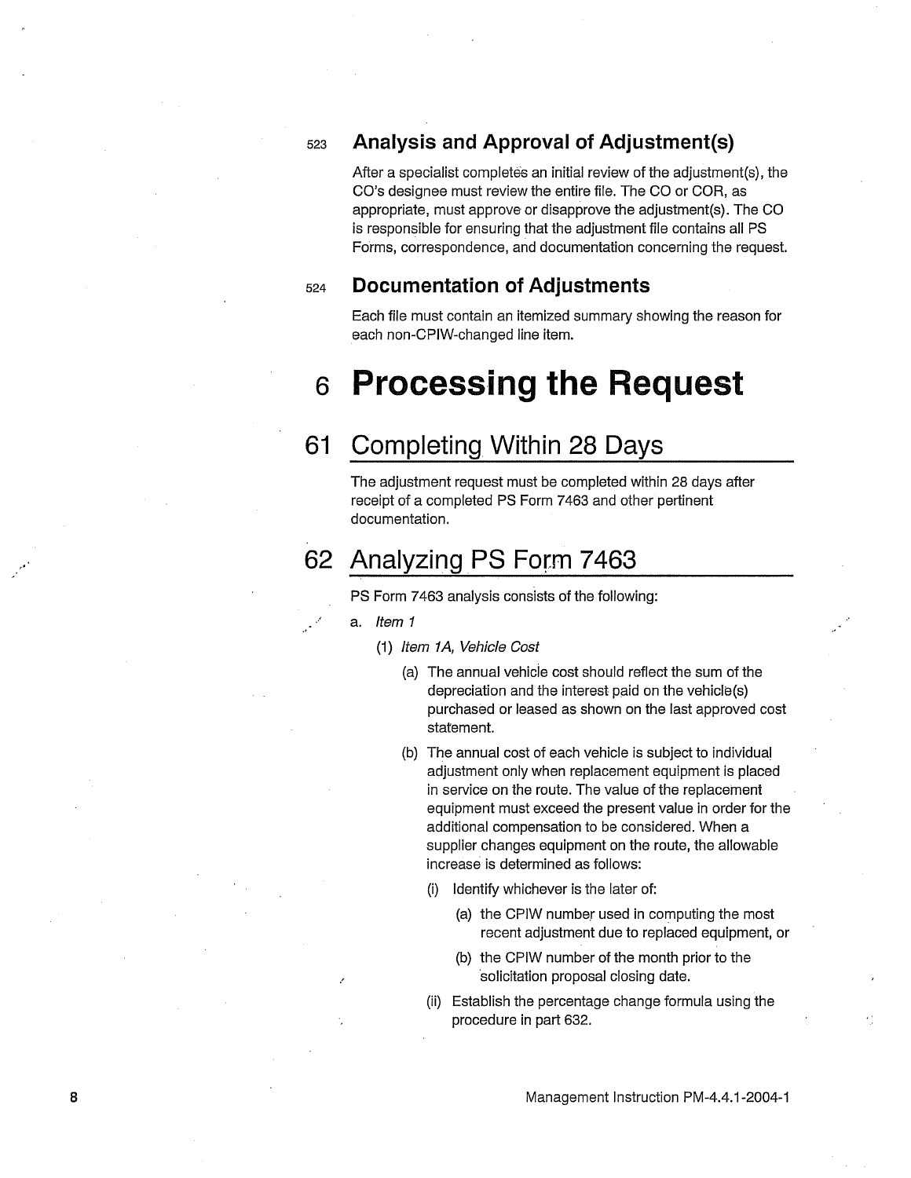### 523 Analysis and Approval of Adjustment(s)

After a specialist completes an initial review of the adjustment(s), the CO's designee must review the entire file. The CO or COR, as appropriate, must approve or disapprove the adjustment(s). The CO is responsible for ensuring that the adjustment file contains all PS Forms, correspondence, and documentation concerning the request.

### 524 Documentation of Adjustments

Each file must contain an itemized summary showing the reason for each non-CPIW-changed line item.

# 6 Processing the Request

## 61 Completing Within 28 Days

The adjustment request must be completed within 28 days after receipt of a completed PS Form 7463 and other pertinent documentation.

## 62 Analyzing PS Form 7463

PS Form 7463 analysis consists of the following:

a. *Item 1*

   (1) *Item 1A, Vehicle Cost*

      (a) The annual vehicle cost should reflect the sum of the depreciation and the interest paid on the vehicle(s) purchased or leased as shown on the last approved cost statement.

      (b) The annual cost of each vehicle is subject to individual adjustment only when replacement equipment is placed in service on the route. The value of the replacement equipment must exceed the present value in order for the additional compensation to be considered. When a supplier changes equipment on the route, the allowable increase is determined as follows:

         (i) Identify whichever is the later of:

            (a) the CPIW number used in computing the most recent adjustment due to replaced equipment, or

            (b) the CPIW number of the month prior to the solicitation proposal closing date.

         (ii) Establish the percentage change formula using the procedure in part 632.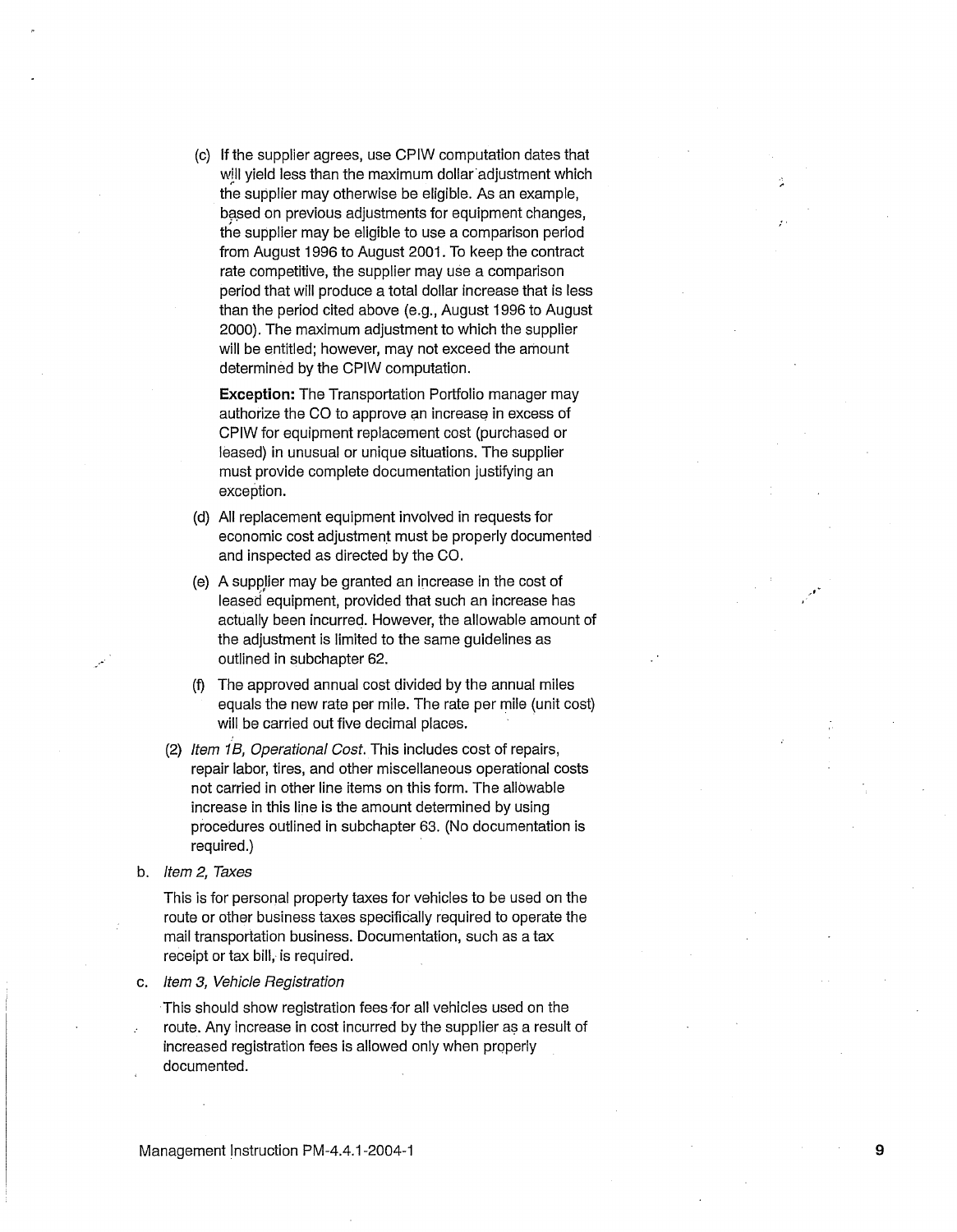(c) If the supplier agrees, use CPIW computation dates that will yield less than the maximum dollar adjustment which the supplier may otherwise be eligible. As an example, based on previous adjustments for equipment changes, the supplier may be eligible to use a comparison period from August 1996 to August 2001. To keep the contract rate competitive, the supplier may use a comparison period that will produce a total dollar increase that is less than the period cited above (e.g., August 1996 to August 2000). The maximum adjustment to which the supplier will be entitled; however, may not exceed the amount determined by the CPIW computation.

**Exception:** The Transportation Portfolio manager may authorize the CO to approve an increase in excess of CPIW for equipment replacement cost (purchased or leased) in unusual or unique situations. The supplier must provide complete documentation justifying an exception.

(d) All replacement equipment involved in requests for economic cost adjustment must be properly documented and inspected as directed by the CO.

(e) A supplier may be granted an increase in the cost of leased equipment, provided that such an increase has actually been incurred. However, the allowable amount of the adjustment is limited to the same guidelines as outlined in subchapter 62.

(f) The approved annual cost divided by the annual miles equals the new rate per mile. The rate per mile (unit cost) will be carried out five decimal places.

(2) *Item 1B, Operational Cost.* This includes cost of repairs, repair labor, tires, and other miscellaneous operational costs not carried in other line items on this form. The allowable increase in this line is the amount determined by using procedures outlined in subchapter 63. (No documentation is required.)

b. *Item 2, Taxes*

This is for personal property taxes for vehicles to be used on the route or other business taxes specifically required to operate the mail transportation business. Documentation, such as a tax receipt or tax bill, is required.

c. *Item 3, Vehicle Registration*

This should show registration fees for all vehicles used on the route. Any increase in cost incurred by the supplier as a result of increased registration fees is allowed only when properly documented.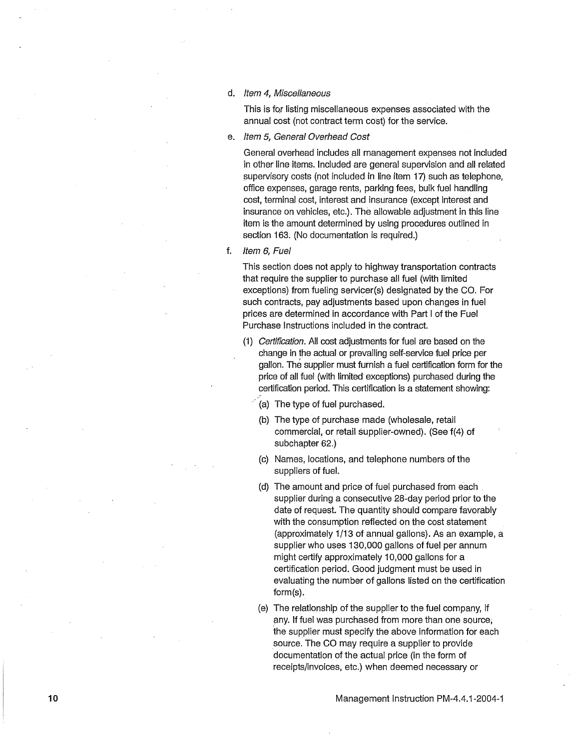d. *Item 4, Miscellaneous*

   This is for listing miscellaneous expenses associated with the annual cost (not contract term cost) for the service.

e. *Item 5, General Overhead Cost*

   General overhead includes all management expenses not included in other line items. Included are general supervision and all related supervisory costs (not included in line item 17) such as telephone, office expenses, garage rents, parking fees, bulk fuel handling cost, terminal cost, interest and insurance (except interest and insurance on vehicles, etc.). The allowable adjustment in this line item is the amount determined by using procedures outlined in section 163. (No documentation is required.)

f. *Item 6, Fuel*

   This section does not apply to highway transportation contracts that require the supplier to purchase all fuel (with limited exceptions) from fueling servicer(s) designated by the CO. For such contracts, pay adjustments based upon changes in fuel prices are determined in accordance with Part I of the Fuel Purchase Instructions included in the contract.

   (1) *Certification.* All cost adjustments for fuel are based on the change in the actual or prevailing self-service fuel price per gallon. The supplier must furnish a fuel certification form for the price of all fuel (with limited exceptions) purchased during the certification period. This certification is a statement showing:

      (a) The type of fuel purchased.

      (b) The type of purchase made (wholesale, retail commercial, or retail supplier-owned). (See f(4) of subchapter 62.)

      (c) Names, locations, and telephone numbers of the suppliers of fuel.

      (d) The amount and price of fuel purchased from each supplier during a consecutive 28-day period prior to the date of request. The quantity should compare favorably with the consumption reflected on the cost statement (approximately 1/13 of annual gallons). As an example, a supplier who uses 130,000 gallons of fuel per annum might certify approximately 10,000 gallons for a certification period. Good judgment must be used in evaluating the number of gallons listed on the certification form(s).

      (e) The relationship of the supplier to the fuel company, if any. If fuel was purchased from more than one source, the supplier must specify the above information for each source. The CO may require a supplier to provide documentation of the actual price (in the form of receipts/invoices, etc.) when deemed necessary or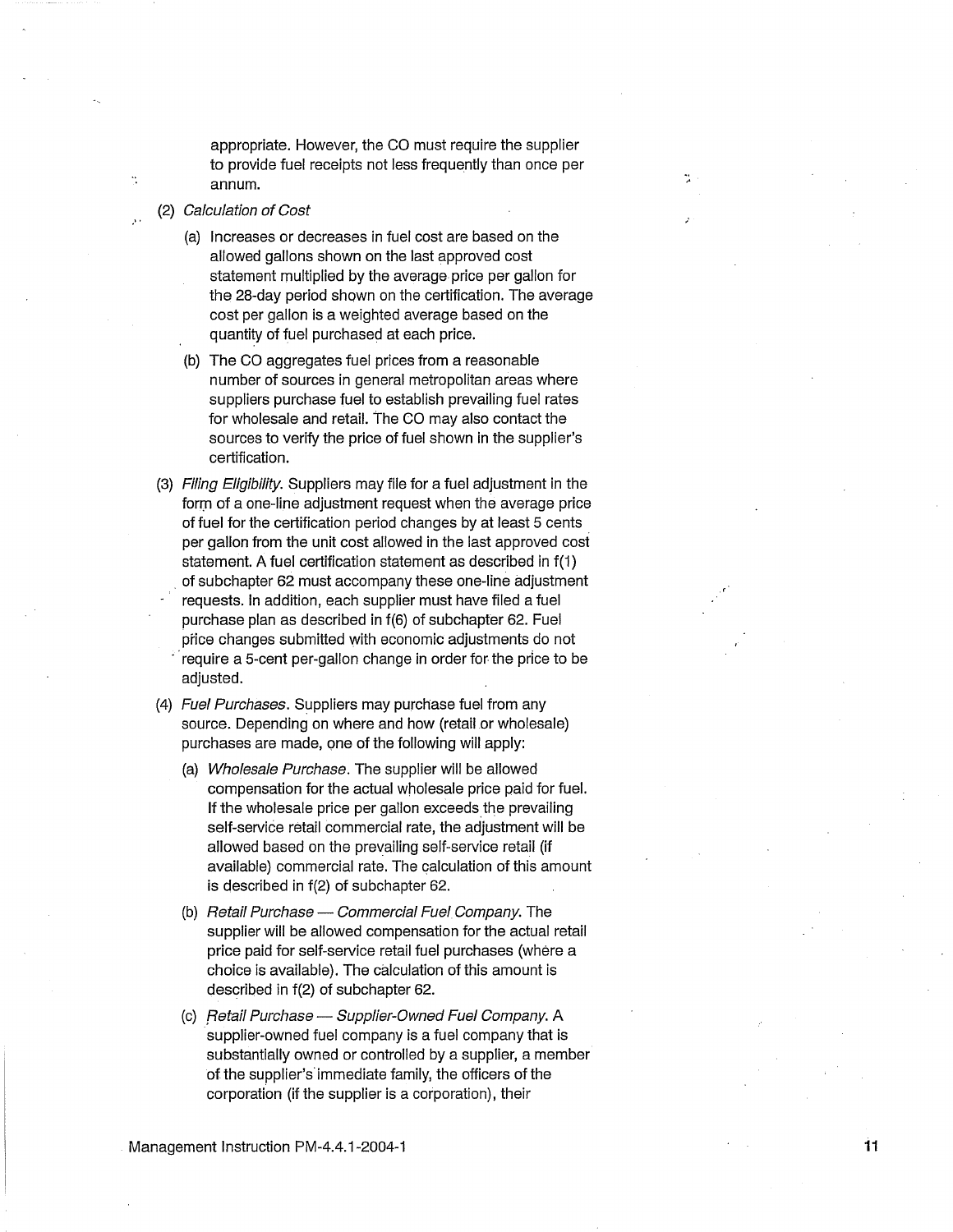appropriate. However, the CO must require the supplier to provide fuel receipts not less frequently than once per annum.

(2) *Calculation of Cost*

(a) Increases or decreases in fuel cost are based on the allowed gallons shown on the last approved cost statement multiplied by the average price per gallon for the 28-day period shown on the certification. The average cost per gallon is a weighted average based on the quantity of fuel purchased at each price.

(b) The CO aggregates fuel prices from a reasonable number of sources in general metropolitan areas where suppliers purchase fuel to establish prevailing fuel rates for wholesale and retail. The CO may also contact the sources to verify the price of fuel shown in the supplier's certification.

(3) *Filing Eligibility.* Suppliers may file for a fuel adjustment in the form of a one-line adjustment request when the average price of fuel for the certification period changes by at least 5 cents per gallon from the unit cost allowed in the last approved cost statement. A fuel certification statement as described in f(1) of subchapter 62 must accompany these one-line adjustment requests. In addition, each supplier must have filed a fuel purchase plan as described in f(6) of subchapter 62. Fuel price changes submitted with economic adjustments do not require a 5-cent per-gallon change in order for the price to be adjusted.

(4) *Fuel Purchases.* Suppliers may purchase fuel from any source. Depending on where and how (retail or wholesale) purchases are made, one of the following will apply:

(a) *Wholesale Purchase.* The supplier will be allowed compensation for the actual wholesale price paid for fuel. If the wholesale price per gallon exceeds the prevailing self-service retail commercial rate, the adjustment will be allowed based on the prevailing self-service retail (if available) commercial rate. The calculation of this amount is described in f(2) of subchapter 62.

(b) *Retail Purchase — Commercial Fuel Company.* The supplier will be allowed compensation for the actual retail price paid for self-service retail fuel purchases (where a choice is available). The calculation of this amount is described in f(2) of subchapter 62.

(c) *Retail Purchase — Supplier-Owned Fuel Company.* A supplier-owned fuel company is a fuel company that is substantially owned or controlled by a supplier, a member of the supplier's immediate family, the officers of the corporation (if the supplier is a corporation), their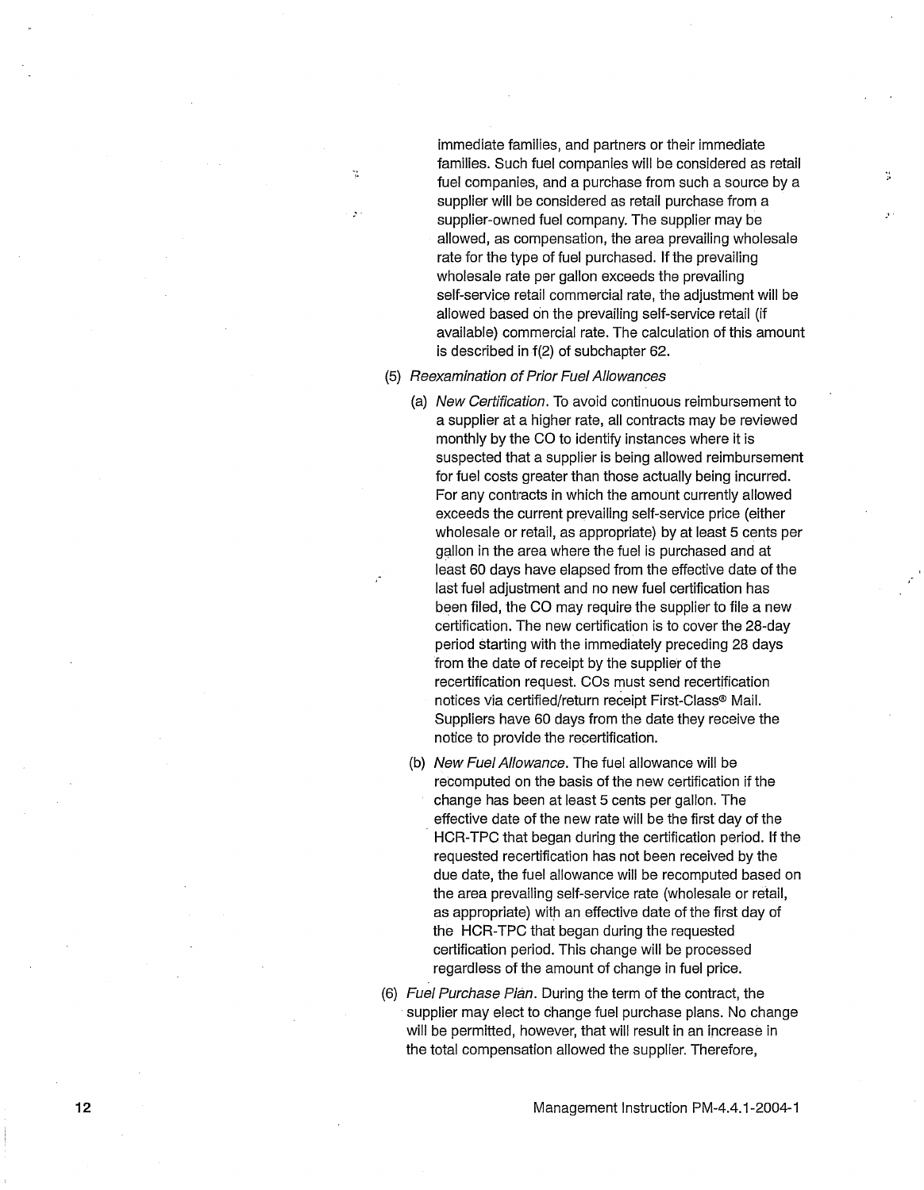immediate families, and partners or their immediate families. Such fuel companies will be considered as retail fuel companies, and a purchase from such a source by a supplier will be considered as retail purchase from a supplier-owned fuel company. The supplier may be allowed, as compensation, the area prevailing wholesale rate for the type of fuel purchased. If the prevailing wholesale rate per gallon exceeds the prevailing self-service retail commercial rate, the adjustment will be allowed based on the prevailing self-service retail (if available) commercial rate. The calculation of this amount is described in f(2) of subchapter 62.

(5) *Reexamination of Prior Fuel Allowances*

(a) *New Certification.* To avoid continuous reimbursement to a supplier at a higher rate, all contracts may be reviewed monthly by the CO to identify instances where it is suspected that a supplier is being allowed reimbursement for fuel costs greater than those actually being incurred. For any contracts in which the amount currently allowed exceeds the current prevailing self-service price (either wholesale or retail, as appropriate) by at least 5 cents per gallon in the area where the fuel is purchased and at least 60 days have elapsed from the effective date of the last fuel adjustment and no new fuel certification has been filed, the CO may require the supplier to file a new certification. The new certification is to cover the 28-day period starting with the immediately preceding 28 days from the date of receipt by the supplier of the recertification request. COs must send recertification notices via certified/return receipt First-Class® Mail. Suppliers have 60 days from the date they receive the notice to provide the recertification.

(b) *New Fuel Allowance.* The fuel allowance will be recomputed on the basis of the new certification if the change has been at least 5 cents per gallon. The effective date of the new rate will be the first day of the HCR-TPC that began during the certification period. If the requested recertification has not been received by the due date, the fuel allowance will be recomputed based on the area prevailing self-service rate (wholesale or retail, as appropriate) with an effective date of the first day of the HCR-TPC that began during the requested certification period. This change will be processed regardless of the amount of change in fuel price.

(6) *Fuel Purchase Plan.* During the term of the contract, the supplier may elect to change fuel purchase plans. No change will be permitted, however, that will result in an increase in the total compensation allowed the supplier. Therefore,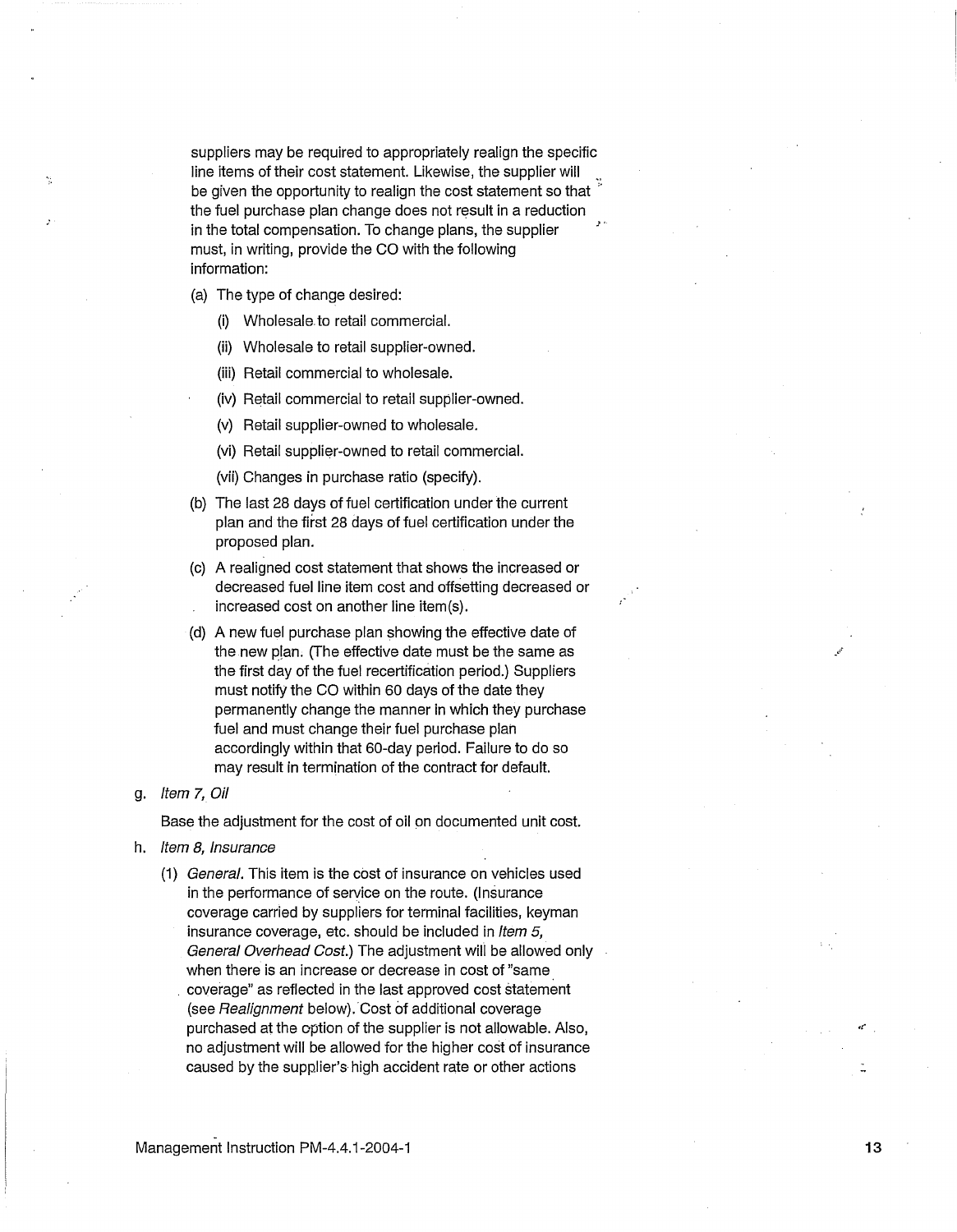suppliers may be required to appropriately realign the specific line items of their cost statement. Likewise, the supplier will be given the opportunity to realign the cost statement so that the fuel purchase plan change does not result in a reduction in the total compensation. To change plans, the supplier must, in writing, provide the CO with the following information:

(a) The type of change desired:

  (i) Wholesale to retail commercial.

  (ii) Wholesale to retail supplier-owned.

  (iii) Retail commercial to wholesale.

  (iv) Retail commercial to retail supplier-owned.

  (v) Retail supplier-owned to wholesale.

  (vi) Retail supplier-owned to retail commercial.

  (vii) Changes in purchase ratio (specify).

(b) The last 28 days of fuel certification under the current plan and the first 28 days of fuel certification under the proposed plan.

(c) A realigned cost statement that shows the increased or decreased fuel line item cost and offsetting decreased or increased cost on another line item(s).

(d) A new fuel purchase plan showing the effective date of the new plan. (The effective date must be the same as the first day of the fuel recertification period.) Suppliers must notify the CO within 60 days of the date they permanently change the manner in which they purchase fuel and must change their fuel purchase plan accordingly within that 60-day period. Failure to do so may result in termination of the contract for default.

g. *Item 7, Oil*

Base the adjustment for the cost of oil on documented unit cost.

h. *Item 8, Insurance*

(1) *General.* This item is the cost of insurance on vehicles used in the performance of service on the route. (Insurance coverage carried by suppliers for terminal facilities, keyman insurance coverage, etc. should be included in *Item 5, General Overhead Cost.*) The adjustment will be allowed only when there is an increase or decrease in cost of "same coverage" as reflected in the last approved cost statement (see *Realignment* below). Cost of additional coverage purchased at the option of the supplier is not allowable. Also, no adjustment will be allowed for the higher cost of insurance caused by the supplier's high accident rate or other actions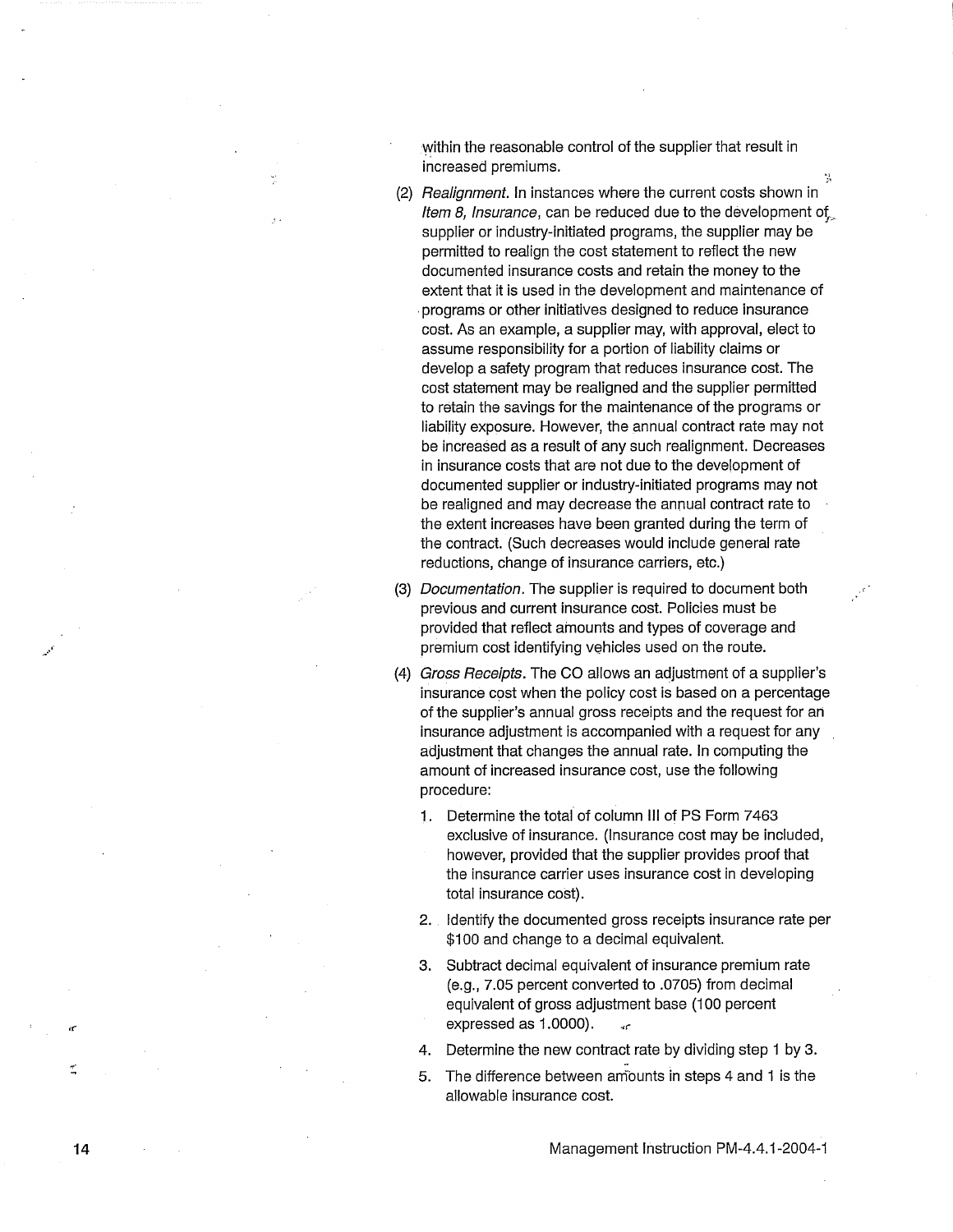within the reasonable control of the supplier that result in increased premiums.

(2) *Realignment.* In instances where the current costs shown in *Item 8, Insurance*, can be reduced due to the development of supplier or industry-initiated programs, the supplier may be permitted to realign the cost statement to reflect the new documented insurance costs and retain the money to the extent that it is used in the development and maintenance of programs or other initiatives designed to reduce insurance cost. As an example, a supplier may, with approval, elect to assume responsibility for a portion of liability claims or develop a safety program that reduces insurance cost. The cost statement may be realigned and the supplier permitted to retain the savings for the maintenance of the programs or liability exposure. However, the annual contract rate may not be increased as a result of any such realignment. Decreases in insurance costs that are not due to the development of documented supplier or industry-initiated programs may not be realigned and may decrease the annual contract rate to the extent increases have been granted during the term of the contract. (Such decreases would include general rate reductions, change of insurance carriers, etc.)

(3) *Documentation.* The supplier is required to document both previous and current insurance cost. Policies must be provided that reflect amounts and types of coverage and premium cost identifying vehicles used on the route.

(4) *Gross Receipts.* The CO allows an adjustment of a supplier's insurance cost when the policy cost is based on a percentage of the supplier's annual gross receipts and the request for an insurance adjustment is accompanied with a request for any adjustment that changes the annual rate. In computing the amount of increased insurance cost, use the following procedure:

1. Determine the total of column III of PS Form 7463 exclusive of insurance. (Insurance cost may be included, however, provided that the supplier provides proof that the insurance carrier uses insurance cost in developing total insurance cost).
2. Identify the documented gross receipts insurance rate per $100 and change to a decimal equivalent.
3. Subtract decimal equivalent of insurance premium rate (e.g., 7.05 percent converted to .0705) from decimal equivalent of gross adjustment base (100 percent expressed as 1.0000).
4. Determine the new contract rate by dividing step 1 by 3.
5. The difference between amounts in steps 4 and 1 is the allowable insurance cost.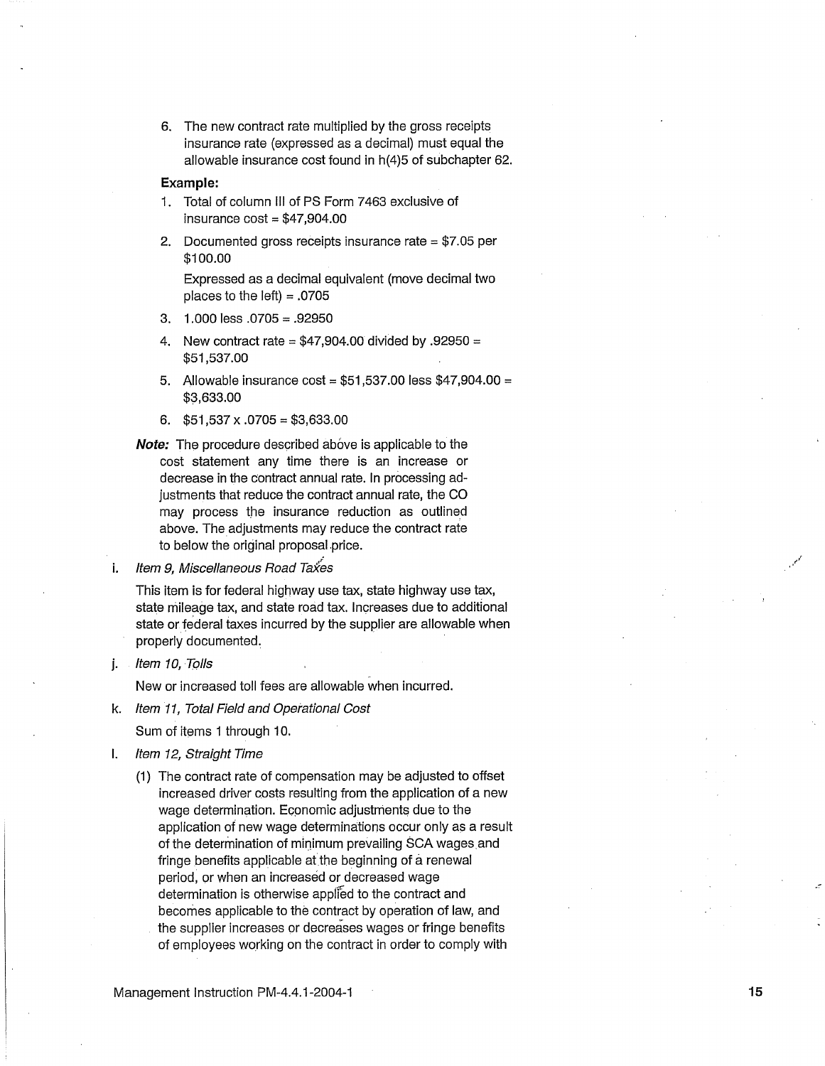6. The new contract rate multiplied by the gross receipts insurance rate (expressed as a decimal) must equal the allowable insurance cost found in h(4)5 of subchapter 62.

**Example:**

1. Total of column III of PS Form 7463 exclusive of insurance cost = $47,904.00
2. Documented gross receipts insurance rate = $7.05 per $100.00

   Expressed as a decimal equivalent (move decimal two places to the left) = .0705
3. 1.000 less .0705 = .92950
4. New contract rate = $47,904.00 divided by .92950 = $51,537.00
5. Allowable insurance cost = $51,537.00 less $47,904.00 = $3,633.00
6. $51,537 x .0705 = $3,633.00

***Note:*** The procedure described above is applicable to the cost statement any time there is an increase or decrease in the contract annual rate. In processing adjustments that reduce the contract annual rate, the CO may process the insurance reduction as outlined above. The adjustments may reduce the contract rate to below the original proposal price.

i. *Item 9, Miscellaneous Road Taxes*

   This item is for federal highway use tax, state highway use tax, state mileage tax, and state road tax. Increases due to additional state or federal taxes incurred by the supplier are allowable when properly documented.

j. *Item 10, Tolls*

   New or increased toll fees are allowable when incurred.

k. *Item 11, Total Field and Operational Cost*

   Sum of items 1 through 10.

l. *Item 12, Straight Time*

   (1) The contract rate of compensation may be adjusted to offset increased driver costs resulting from the application of a new wage determination. Economic adjustments due to the application of new wage determinations occur only as a result of the determination of minimum prevailing SCA wages and fringe benefits applicable at the beginning of a renewal period, or when an increased or decreased wage determination is otherwise applied to the contract and becomes applicable to the contract by operation of law, and the supplier increases or decreases wages or fringe benefits of employees working on the contract in order to comply with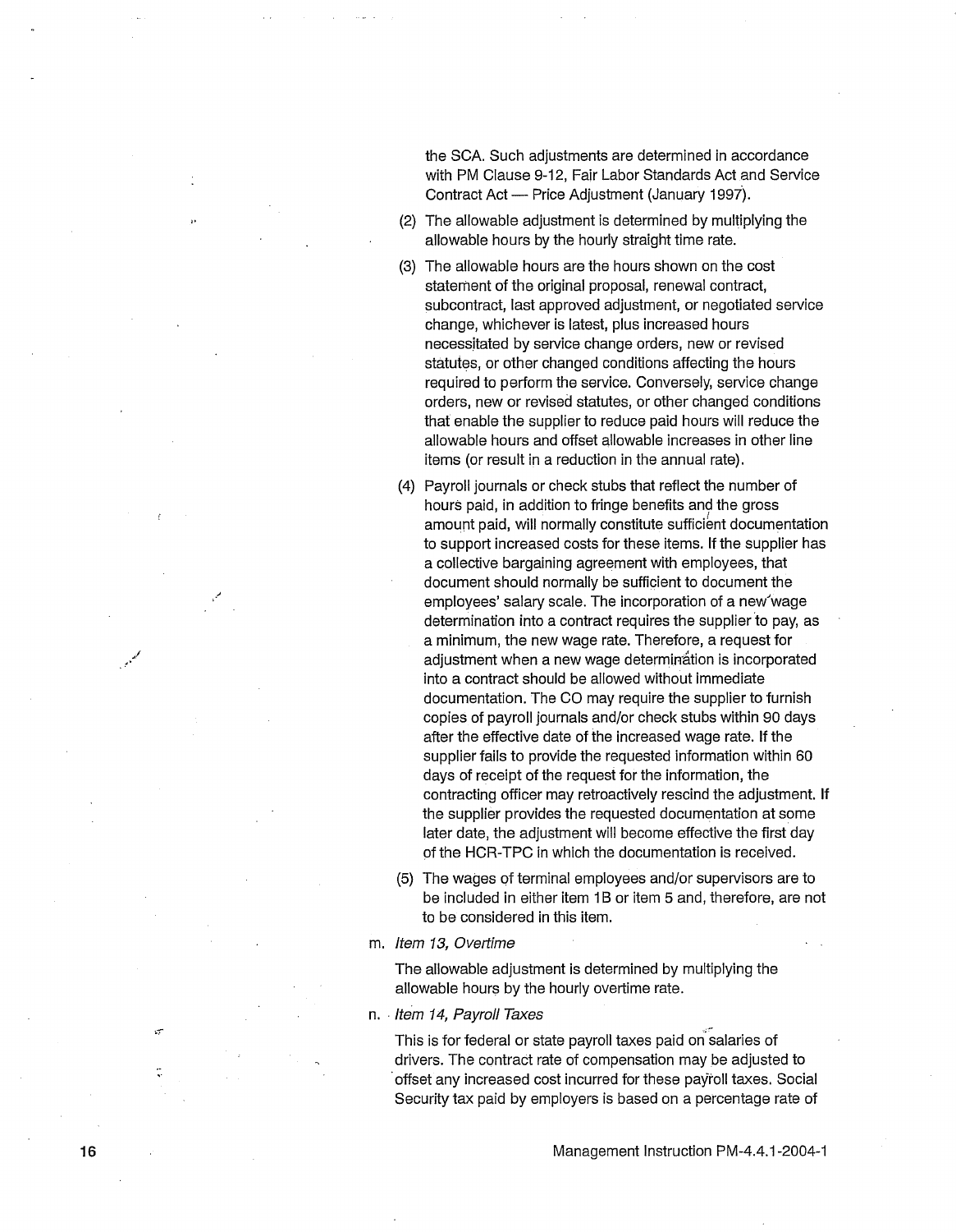the SCA. Such adjustments are determined in accordance with PM Clause 9-12, Fair Labor Standards Act and Service Contract Act — Price Adjustment (January 1997).

(2) The allowable adjustment is determined by multiplying the allowable hours by the hourly straight time rate.

(3) The allowable hours are the hours shown on the cost statement of the original proposal, renewal contract, subcontract, last approved adjustment, or negotiated service change, whichever is latest, plus increased hours necessitated by service change orders, new or revised statutes, or other changed conditions affecting the hours required to perform the service. Conversely, service change orders, new or revised statutes, or other changed conditions that enable the supplier to reduce paid hours will reduce the allowable hours and offset allowable increases in other line items (or result in a reduction in the annual rate).

(4) Payroll journals or check stubs that reflect the number of hours paid, in addition to fringe benefits and the gross amount paid, will normally constitute sufficient documentation to support increased costs for these items. If the supplier has a collective bargaining agreement with employees, that document should normally be sufficient to document the employees' salary scale. The incorporation of a new wage determination into a contract requires the supplier to pay, as a minimum, the new wage rate. Therefore, a request for adjustment when a new wage determination is incorporated into a contract should be allowed without immediate documentation. The CO may require the supplier to furnish copies of payroll journals and/or check stubs within 90 days after the effective date of the increased wage rate. If the supplier fails to provide the requested information within 60 days of receipt of the request for the information, the contracting officer may retroactively rescind the adjustment. If the supplier provides the requested documentation at some later date, the adjustment will become effective the first day of the HCR-TPC in which the documentation is received.

(5) The wages of terminal employees and/or supervisors are to be included in either item 1B or item 5 and, therefore, are not to be considered in this item.

m. *Item 13, Overtime*

The allowable adjustment is determined by multiplying the allowable hours by the hourly overtime rate.

n. *Item 14, Payroll Taxes*

This is for federal or state payroll taxes paid on salaries of drivers. The contract rate of compensation may be adjusted to offset any increased cost incurred for these payroll taxes. Social Security tax paid by employers is based on a percentage rate of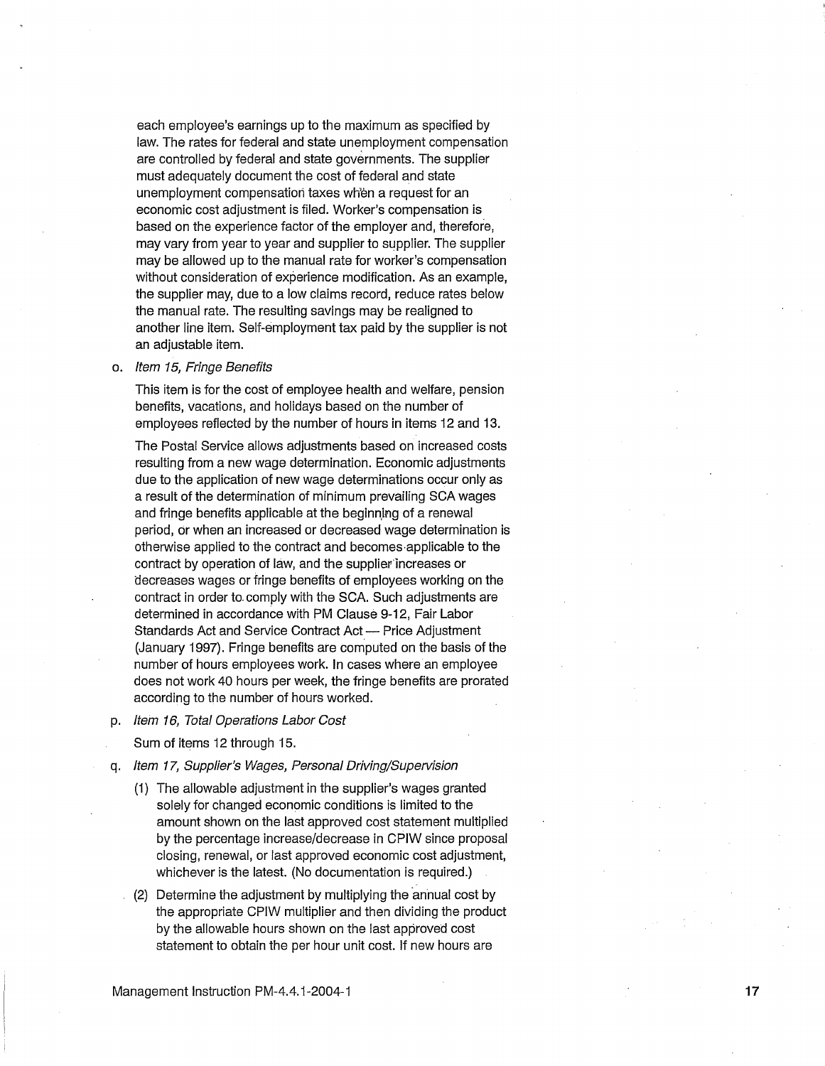each employee's earnings up to the maximum as specified by law. The rates for federal and state unemployment compensation are controlled by federal and state governments. The supplier must adequately document the cost of federal and state unemployment compensation taxes when a request for an economic cost adjustment is filed. Worker's compensation is based on the experience factor of the employer and, therefore, may vary from year to year and supplier to supplier. The supplier may be allowed up to the manual rate for worker's compensation without consideration of experience modification. As an example, the supplier may, due to a low claims record, reduce rates below the manual rate. The resulting savings may be realigned to another line item. Self-employment tax paid by the supplier is not an adjustable item.

o. *Item 15, Fringe Benefits*

   This item is for the cost of employee health and welfare, pension benefits, vacations, and holidays based on the number of employees reflected by the number of hours in items 12 and 13.

   The Postal Service allows adjustments based on increased costs resulting from a new wage determination. Economic adjustments due to the application of new wage determinations occur only as a result of the determination of minimum prevailing SCA wages and fringe benefits applicable at the beginning of a renewal period, or when an increased or decreased wage determination is otherwise applied to the contract and becomes applicable to the contract by operation of law, and the supplier increases or decreases wages or fringe benefits of employees working on the contract in order to comply with the SCA. Such adjustments are determined in accordance with PM Clause 9-12, Fair Labor Standards Act and Service Contract Act — Price Adjustment (January 1997). Fringe benefits are computed on the basis of the number of hours employees work. In cases where an employee does not work 40 hours per week, the fringe benefits are prorated according to the number of hours worked.

p. *Item 16, Total Operations Labor Cost*

   Sum of items 12 through 15.

q. *Item 17, Supplier's Wages, Personal Driving/Supervision*

   (1) The allowable adjustment in the supplier's wages granted solely for changed economic conditions is limited to the amount shown on the last approved cost statement multiplied by the percentage increase/decrease in CPIW since proposal closing, renewal, or last approved economic cost adjustment, whichever is the latest. (No documentation is required.)

   (2) Determine the adjustment by multiplying the annual cost by the appropriate CPIW multiplier and then dividing the product by the allowable hours shown on the last approved cost statement to obtain the per hour unit cost. If new hours are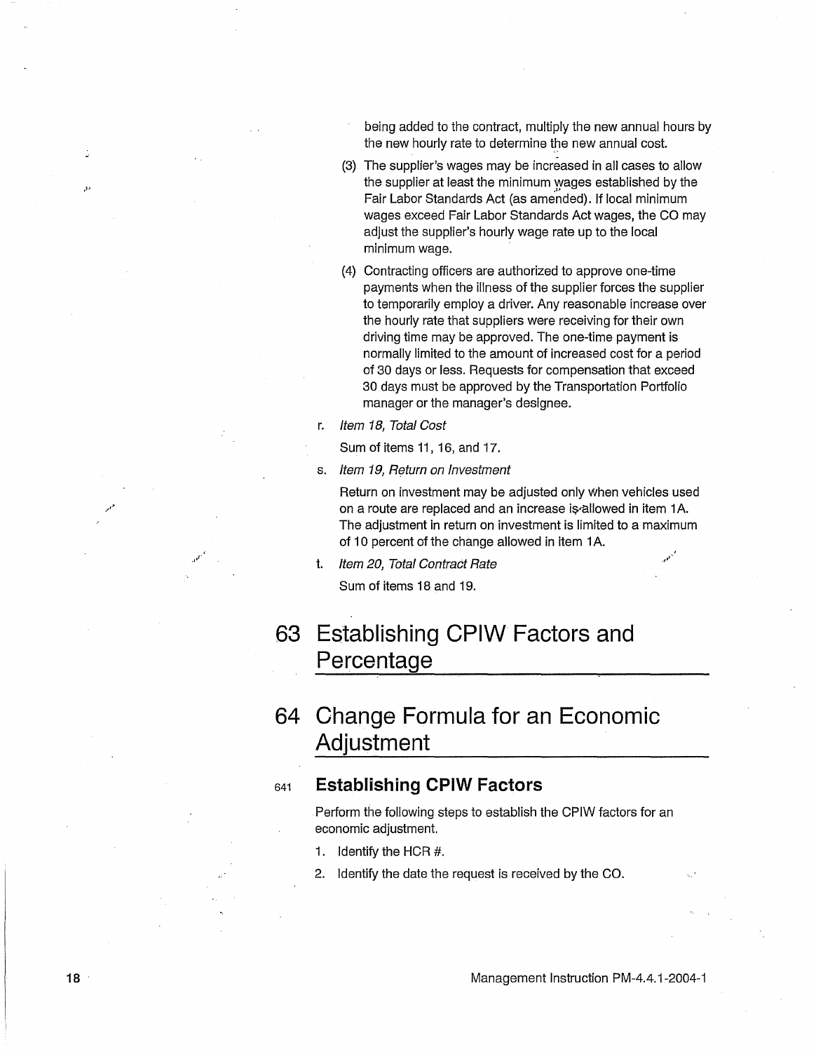being added to the contract, multiply the new annual hours by the new hourly rate to determine the new annual cost.

(3) The supplier's wages may be increased in all cases to allow the supplier at least the minimum wages established by the Fair Labor Standards Act (as amended). If local minimum wages exceed Fair Labor Standards Act wages, the CO may adjust the supplier's hourly wage rate up to the local minimum wage.

(4) Contracting officers are authorized to approve one-time payments when the illness of the supplier forces the supplier to temporarily employ a driver. Any reasonable increase over the hourly rate that suppliers were receiving for their own driving time may be approved. The one-time payment is normally limited to the amount of increased cost for a period of 30 days or less. Requests for compensation that exceed 30 days must be approved by the Transportation Portfolio manager or the manager's designee.

r. *Item 18, Total Cost*

   Sum of items 11, 16, and 17.

s. *Item 19, Return on Investment*

   Return on investment may be adjusted only when vehicles used on a route are replaced and an increase is allowed in item 1A. The adjustment in return on investment is limited to a maximum of 10 percent of the change allowed in item 1A.

t. *Item 20, Total Contract Rate*

   Sum of items 18 and 19.

# 63 Establishing CPIW Factors and Percentage

# 64 Change Formula for an Economic Adjustment

## 641 Establishing CPIW Factors

Perform the following steps to establish the CPIW factors for an economic adjustment.

1. Identify the HCR #.
2. Identify the date the request is received by the CO.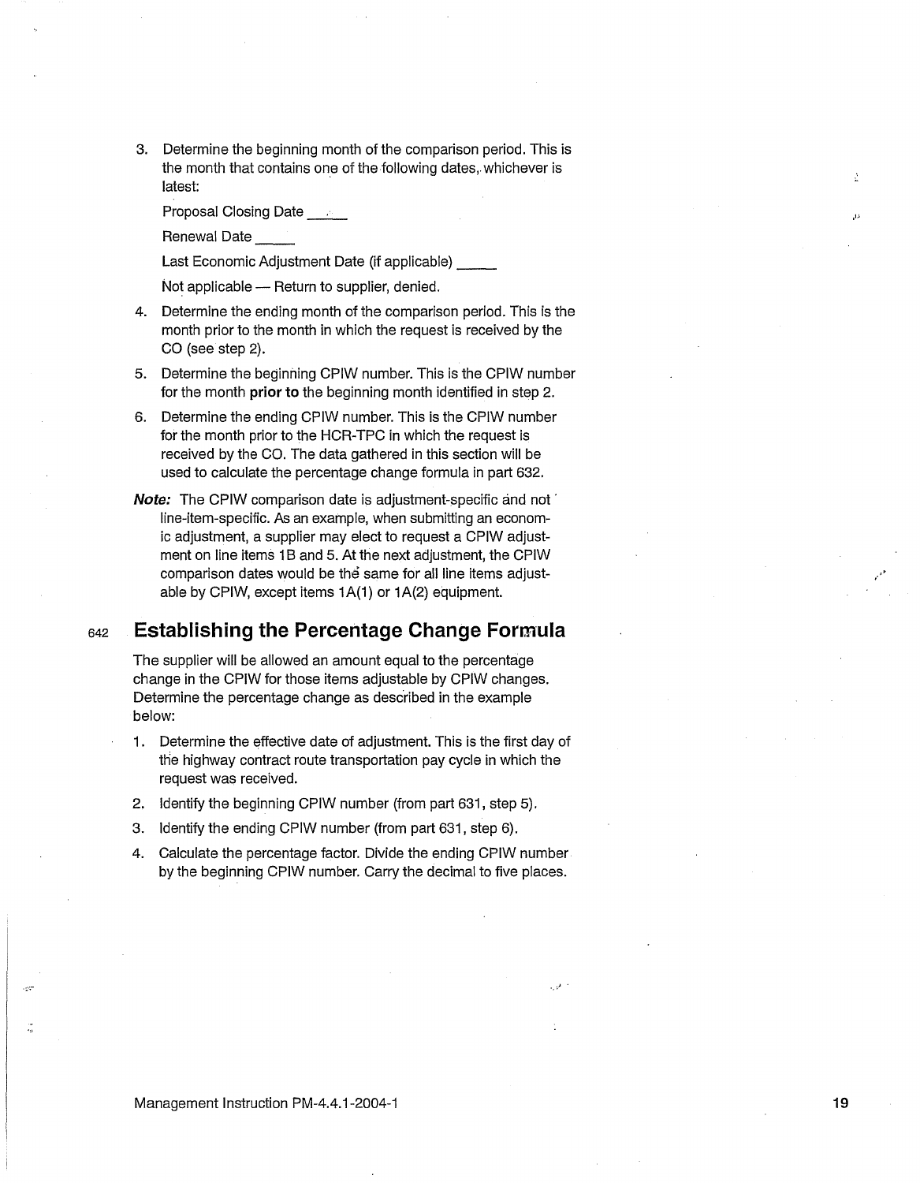3. Determine the beginning month of the comparison period. This is the month that contains one of the following dates, whichever is latest:

   Proposal Closing Date _____

   Renewal Date _____

   Last Economic Adjustment Date (if applicable) _____

   Not applicable — Return to supplier, denied.

4. Determine the ending month of the comparison period. This is the month prior to the month in which the request is received by the CO (see step 2).
5. Determine the beginning CPIW number. This is the CPIW number for the month **prior to** the beginning month identified in step 2.
6. Determine the ending CPIW number. This is the CPIW number for the month prior to the HCR-TPC in which the request is received by the CO. The data gathered in this section will be used to calculate the percentage change formula in part 632.

***Note:*** The CPIW comparison date is adjustment-specific and not line-item-specific. As an example, when submitting an economic adjustment, a supplier may elect to request a CPIW adjustment on line items 1B and 5. At the next adjustment, the CPIW comparison dates would be the same for all line items adjustable by CPIW, except items 1A(1) or 1A(2) equipment.

## 642 Establishing the Percentage Change Formula

The supplier will be allowed an amount equal to the percentage change in the CPIW for those items adjustable by CPIW changes. Determine the percentage change as described in the example below:

1. Determine the effective date of adjustment. This is the first day of the highway contract route transportation pay cycle in which the request was received.
2. Identify the beginning CPIW number (from part 631, step 5).
3. Identify the ending CPIW number (from part 631, step 6).
4. Calculate the percentage factor. Divide the ending CPIW number by the beginning CPIW number. Carry the decimal to five places.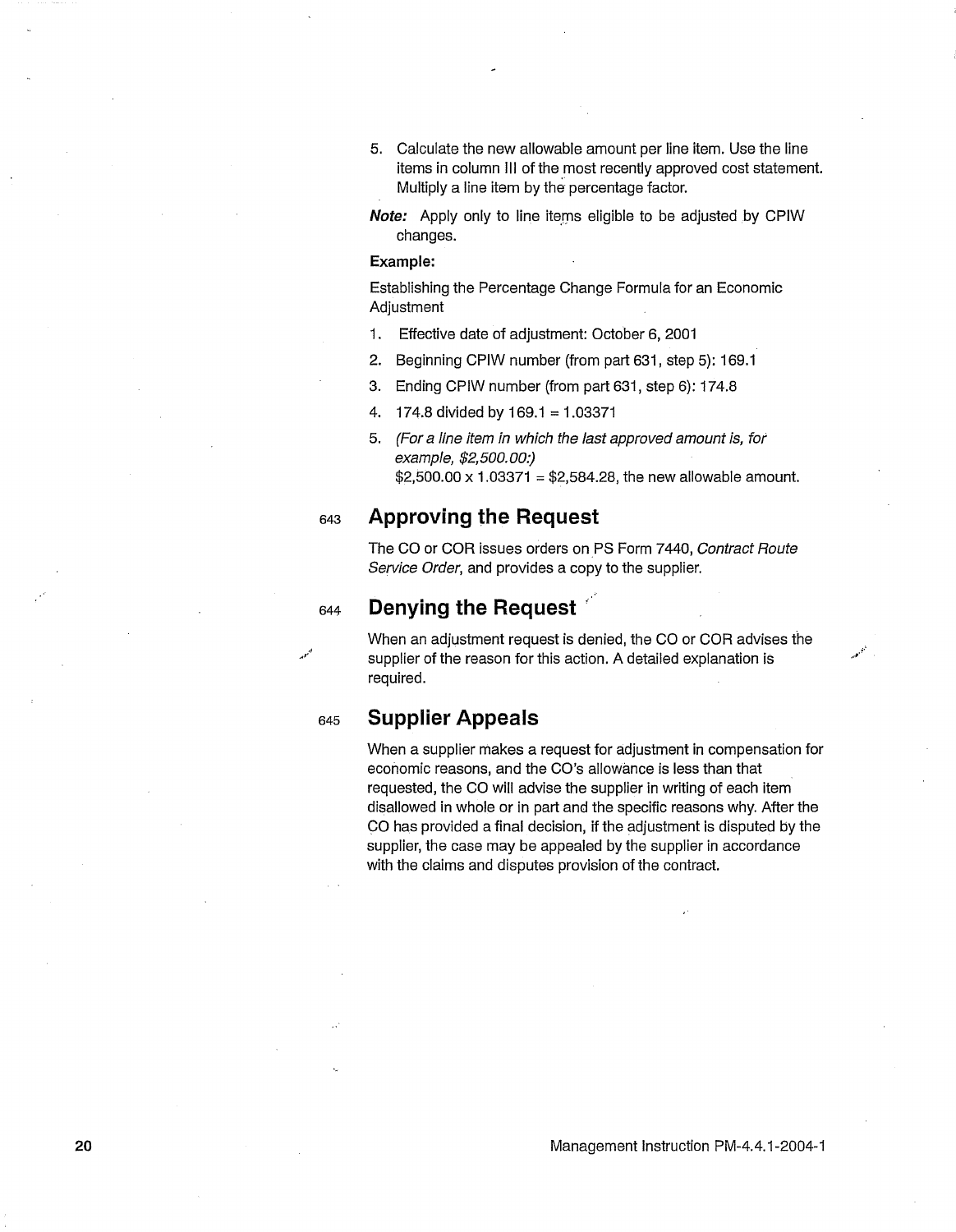5. Calculate the new allowable amount per line item. Use the line items in column III of the most recently approved cost statement. Multiply a line item by the percentage factor.

***Note:*** Apply only to line items eligible to be adjusted by CPIW changes.

**Example:**

Establishing the Percentage Change Formula for an Economic Adjustment

1. Effective date of adjustment: October 6, 2001
2. Beginning CPIW number (from part 631, step 5): 169.1
3. Ending CPIW number (from part 631, step 6): 174.8
4. 174.8 divided by 169.1 = 1.03371
5. *(For a line item in which the last approved amount is, for example, $2,500.00:)*
   $2,500.00 x 1.03371 = $2,584.28, the new allowable amount.

## 643 Approving the Request

The CO or COR issues orders on PS Form 7440, *Contract Route Service Order*, and provides a copy to the supplier.

## 644 Denying the Request

When an adjustment request is denied, the CO or COR advises the supplier of the reason for this action. A detailed explanation is required.

## 645 Supplier Appeals

When a supplier makes a request for adjustment in compensation for economic reasons, and the CO's allowance is less than that requested, the CO will advise the supplier in writing of each item disallowed in whole or in part and the specific reasons why. After the CO has provided a final decision, if the adjustment is disputed by the supplier, the case may be appealed by the supplier in accordance with the claims and disputes provision of the contract.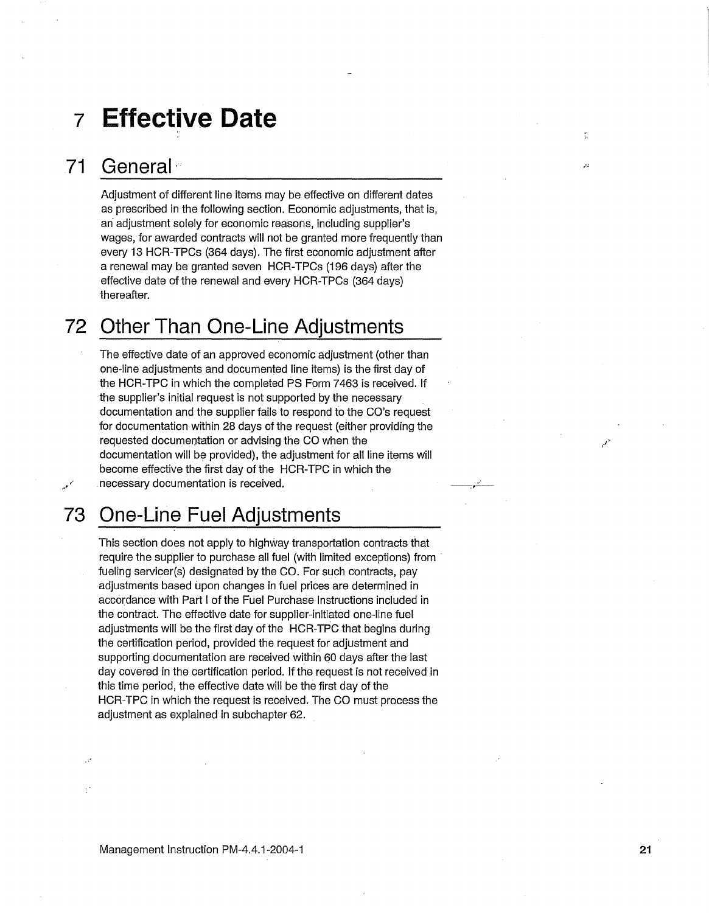# 7 Effective Date

## 71 General

Adjustment of different line items may be effective on different dates as prescribed in the following section. Economic adjustments, that is, an adjustment solely for economic reasons, including supplier's wages, for awarded contracts will not be granted more frequently than every 13 HCR-TPCs (364 days). The first economic adjustment after a renewal may be granted seven HCR-TPCs (196 days) after the effective date of the renewal and every HCR-TPCs (364 days) thereafter.

## 72 Other Than One-Line Adjustments

The effective date of an approved economic adjustment (other than one-line adjustments and documented line items) is the first day of the HCR-TPC in which the completed PS Form 7463 is received. If the supplier's initial request is not supported by the necessary documentation and the supplier fails to respond to the CO's request for documentation within 28 days of the request (either providing the requested documentation or advising the CO when the documentation will be provided), the adjustment for all line items will become effective the first day of the HCR-TPC in which the necessary documentation is received.

## 73 One-Line Fuel Adjustments

This section does not apply to highway transportation contracts that require the supplier to purchase all fuel (with limited exceptions) from fueling servicer(s) designated by the CO. For such contracts, pay adjustments based upon changes in fuel prices are determined in accordance with Part I of the Fuel Purchase Instructions included in the contract. The effective date for supplier-initiated one-line fuel adjustments will be the first day of the HCR-TPC that begins during the certification period, provided the request for adjustment and supporting documentation are received within 60 days after the last day covered in the certification period. If the request is not received in this time period, the effective date will be the first day of the HCR-TPC in which the request is received. The CO must process the adjustment as explained in subchapter 62.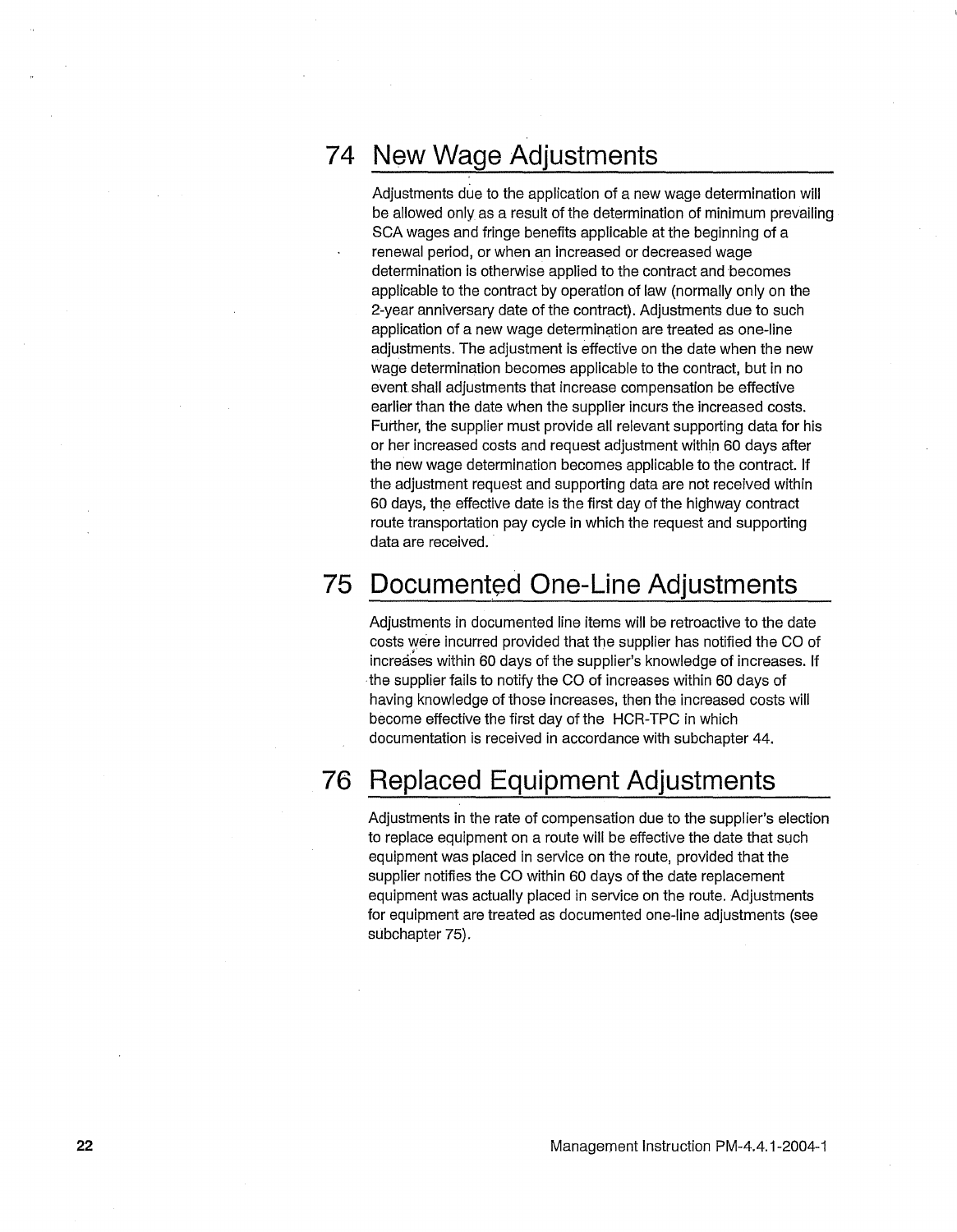## 74 New Wage Adjustments

Adjustments due to the application of a new wage determination will be allowed only as a result of the determination of minimum prevailing SCA wages and fringe benefits applicable at the beginning of a renewal period, or when an increased or decreased wage determination is otherwise applied to the contract and becomes applicable to the contract by operation of law (normally only on the 2-year anniversary date of the contract). Adjustments due to such application of a new wage determination are treated as one-line adjustments. The adjustment is effective on the date when the new wage determination becomes applicable to the contract, but in no event shall adjustments that increase compensation be effective earlier than the date when the supplier incurs the increased costs. Further, the supplier must provide all relevant supporting data for his or her increased costs and request adjustment within 60 days after the new wage determination becomes applicable to the contract. If the adjustment request and supporting data are not received within 60 days, the effective date is the first day of the highway contract route transportation pay cycle in which the request and supporting data are received.

## 75 Documented One-Line Adjustments

Adjustments in documented line items will be retroactive to the date costs were incurred provided that the supplier has notified the CO of increases within 60 days of the supplier's knowledge of increases. If the supplier fails to notify the CO of increases within 60 days of having knowledge of those increases, then the increased costs will become effective the first day of the HCR-TPC in which documentation is received in accordance with subchapter 44.

## 76 Replaced Equipment Adjustments

Adjustments in the rate of compensation due to the supplier's election to replace equipment on a route will be effective the date that such equipment was placed in service on the route, provided that the supplier notifies the CO within 60 days of the date replacement equipment was actually placed in service on the route. Adjustments for equipment are treated as documented one-line adjustments (see subchapter 75).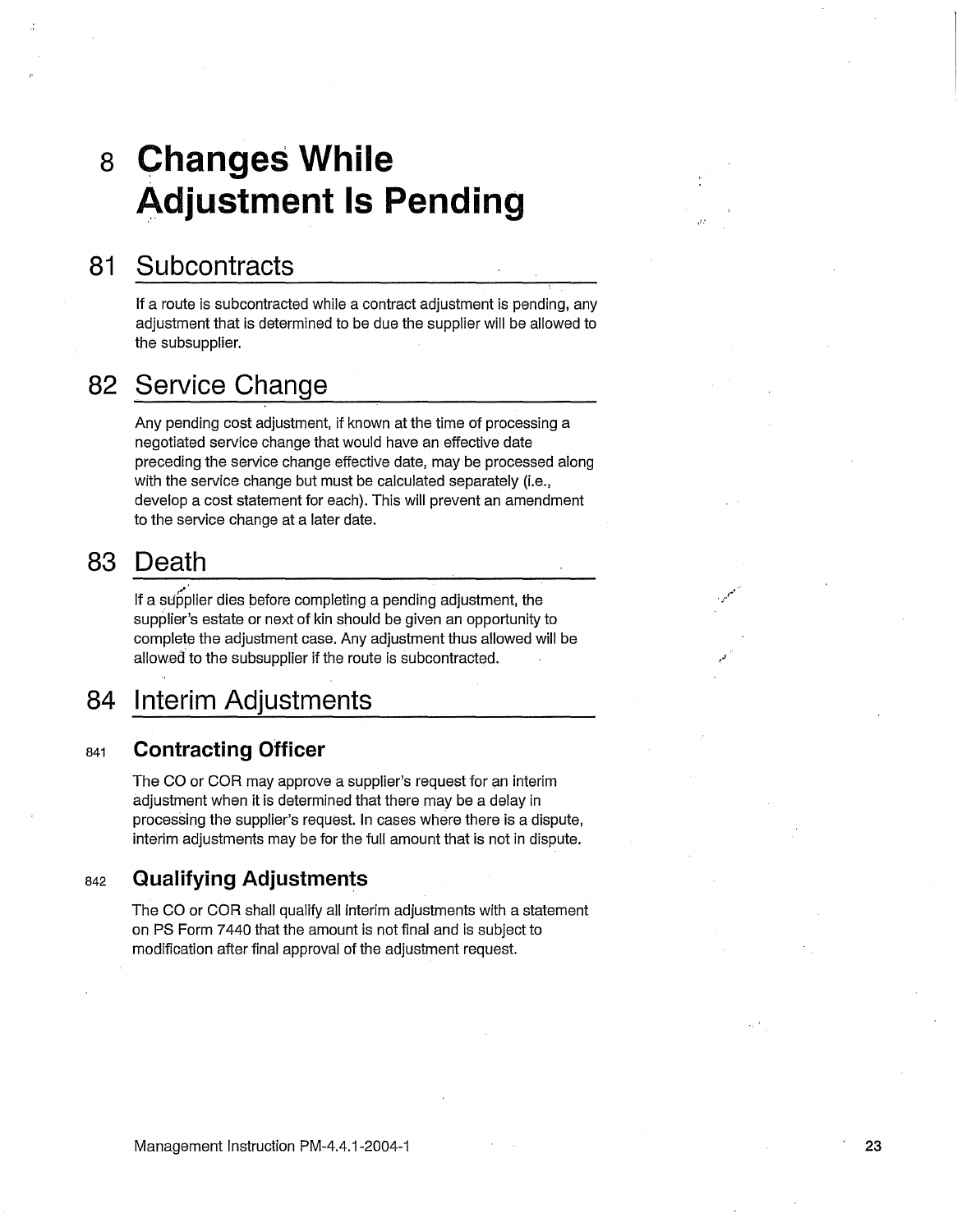# 8 Changes While Adjustment Is Pending

## 81 Subcontracts

If a route is subcontracted while a contract adjustment is pending, any adjustment that is determined to be due the supplier will be allowed to the subsupplier.

## 82 Service Change

Any pending cost adjustment, if known at the time of processing a negotiated service change that would have an effective date preceding the service change effective date, may be processed along with the service change but must be calculated separately (i.e., develop a cost statement for each). This will prevent an amendment to the service change at a later date.

## 83 Death

If a supplier dies before completing a pending adjustment, the supplier's estate or next of kin should be given an opportunity to complete the adjustment case. Any adjustment thus allowed will be allowed to the subsupplier if the route is subcontracted.

## 84 Interim Adjustments

### 841 Contracting Officer

The CO or COR may approve a supplier's request for an interim adjustment when it is determined that there may be a delay in processing the supplier's request. In cases where there is a dispute, interim adjustments may be for the full amount that is not in dispute.

### 842 Qualifying Adjustments

The CO or COR shall qualify all interim adjustments with a statement on PS Form 7440 that the amount is not final and is subject to modification after final approval of the adjustment request.